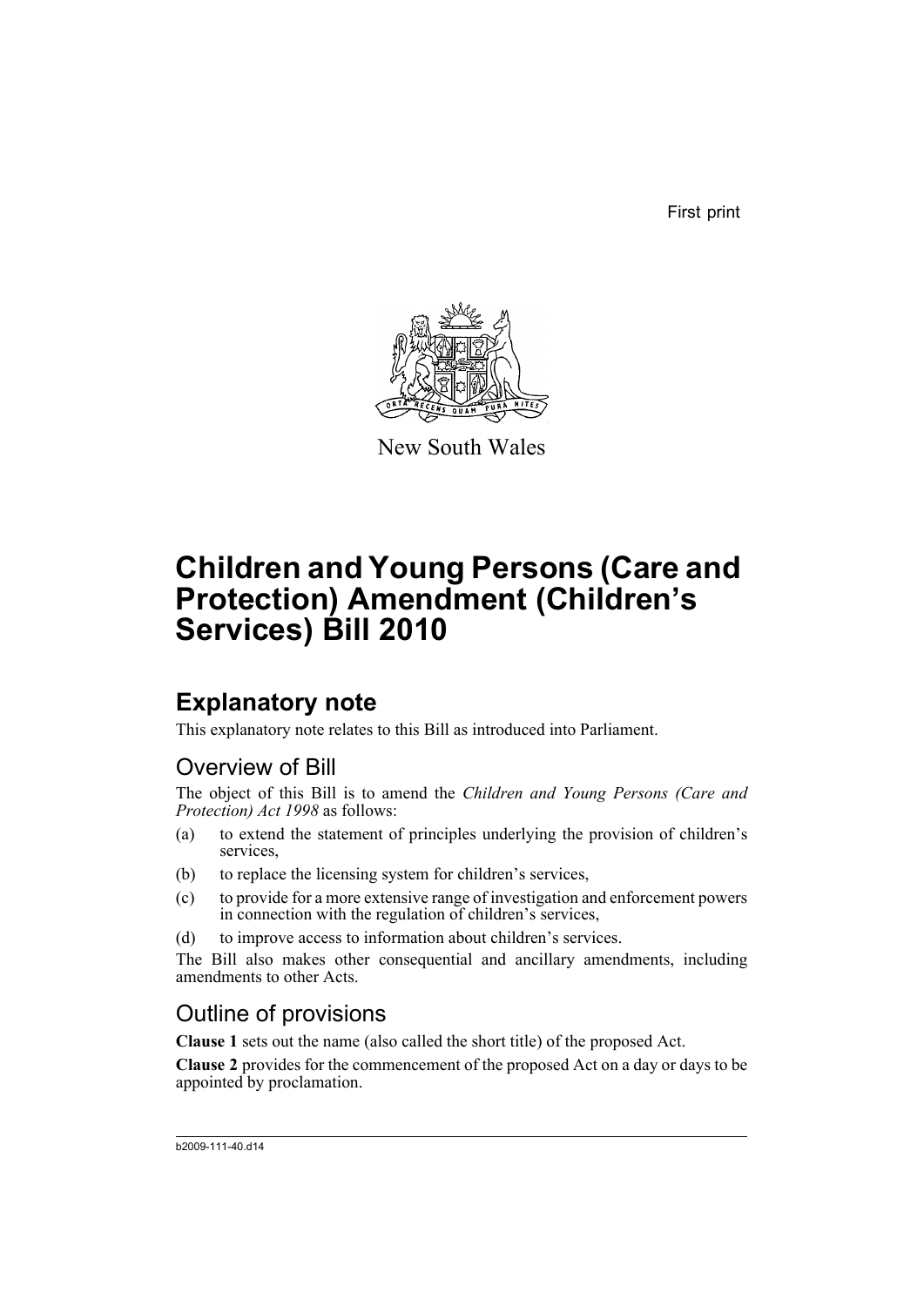First print

New South Wales

# Children and Young Persons (Care and Protection) Amendment (Children's Services) Bill 2010

## Explanatory note

This explanatory note relates to this Bill as introduced into Parliament.

### Overview of Bill

The object of this Bill is to amend the *Children and Young Persons (Care and Protection) Act 1998* as follows:

(a) to extend the statement of principles underlying the provision of children's services,

(b) to replace the licensing system for children's services,

(c) to provide for a more extensive range of investigation and enforcement powers in connection with the regulation of children's services,

(d) to improve access to information about children's services.

The Bill also makes other consequential and ancillary amendments, including amendments to other Acts.

### Outline of provisions

**Clause 1** sets out the name (also called the short title) of the proposed Act.

**Clause 2** provides for the commencement of the proposed Act on a day or days to be appointed by proclamation.

b2009-111-40.d14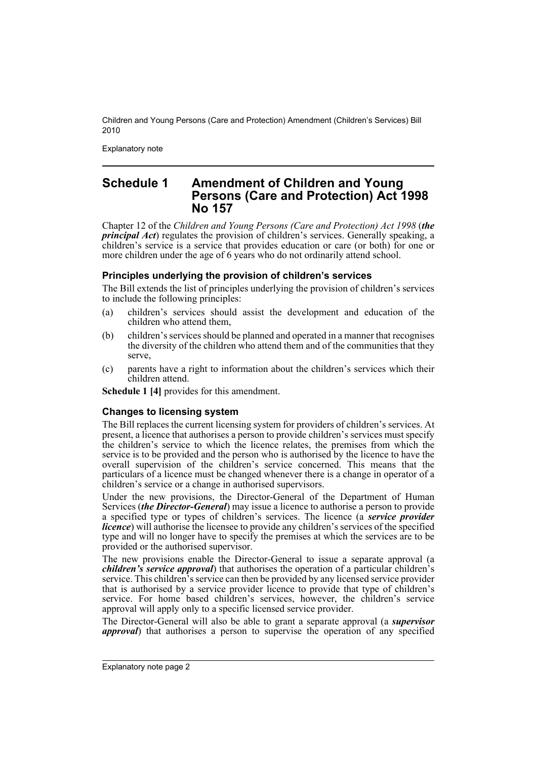## Schedule 1 Amendment of Children and Young Persons (Care and Protection) Act 1998 No 157

Chapter 12 of the *Children and Young Persons (Care and Protection) Act 1998* (***the principal Act***) regulates the provision of children's services. Generally speaking, a children's service is a service that provides education or care (or both) for one or more children under the age of 6 years who do not ordinarily attend school.

### Principles underlying the provision of children's services

The Bill extends the list of principles underlying the provision of children's services to include the following principles:

(a) children's services should assist the development and education of the children who attend them,

(b) children's services should be planned and operated in a manner that recognises the diversity of the children who attend them and of the communities that they serve,

(c) parents have a right to information about the children's services which their children attend.

**Schedule 1 [4]** provides for this amendment.

### Changes to licensing system

The Bill replaces the current licensing system for providers of children's services. At present, a licence that authorises a person to provide children's services must specify the children's service to which the licence relates, the premises from which the service is to be provided and the person who is authorised by the licence to have the overall supervision of the children's service concerned. This means that the particulars of a licence must be changed whenever there is a change in operator of a children's service or a change in authorised supervisors.

Under the new provisions, the Director-General of the Department of Human Services (***the Director-General***) may issue a licence to authorise a person to provide a specified type or types of children's services. The licence (a ***service provider licence***) will authorise the licensee to provide any children's services of the specified type and will no longer have to specify the premises at which the services are to be provided or the authorised supervisor.

The new provisions enable the Director-General to issue a separate approval (a ***children's service approval***) that authorises the operation of a particular children's service. This children's service can then be provided by any licensed service provider that is authorised by a service provider licence to provide that type of children's service. For home based children's services, however, the children's service approval will apply only to a specific licensed service provider.

The Director-General will also be able to grant a separate approval (a ***supervisor approval***) that authorises a person to supervise the operation of any specified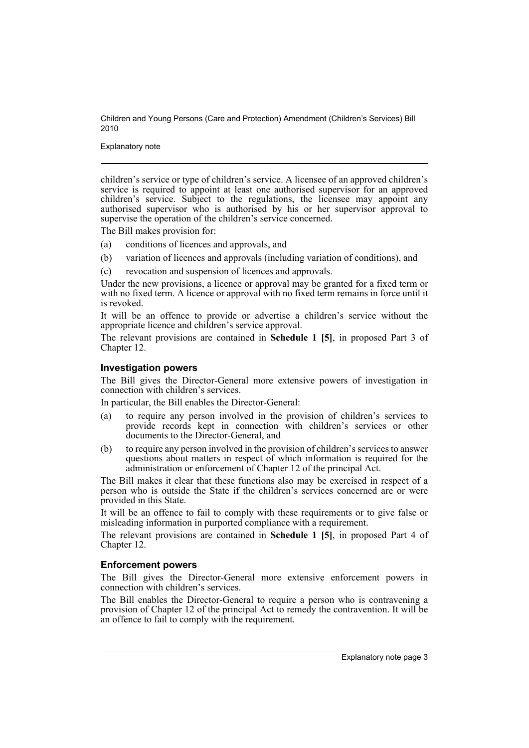children's service or type of children's service. A licensee of an approved children's service is required to appoint at least one authorised supervisor for an approved children's service. Subject to the regulations, the licensee may appoint any authorised supervisor who is authorised by his or her supervisor approval to supervise the operation of the children's service concerned.

The Bill makes provision for:

(a) conditions of licences and approvals, and

(b) variation of licences and approvals (including variation of conditions), and

(c) revocation and suspension of licences and approvals.

Under the new provisions, a licence or approval may be granted for a fixed term or with no fixed term. A licence or approval with no fixed term remains in force until it is revoked.

It will be an offence to provide or advertise a children's service without the appropriate licence and children's service approval.

The relevant provisions are contained in **Schedule 1 [5]**, in proposed Part 3 of Chapter 12.

### Investigation powers

The Bill gives the Director-General more extensive powers of investigation in connection with children's services.

In particular, the Bill enables the Director-General:

(a) to require any person involved in the provision of children's services to provide records kept in connection with children's services or other documents to the Director-General, and

(b) to require any person involved in the provision of children's services to answer questions about matters in respect of which information is required for the administration or enforcement of Chapter 12 of the principal Act.

The Bill makes it clear that these functions also may be exercised in respect of a person who is outside the State if the children's services concerned are or were provided in this State.

It will be an offence to fail to comply with these requirements or to give false or misleading information in purported compliance with a requirement.

The relevant provisions are contained in **Schedule 1 [5]**, in proposed Part 4 of Chapter 12.

### Enforcement powers

The Bill gives the Director-General more extensive enforcement powers in connection with children's services.

The Bill enables the Director-General to require a person who is contravening a provision of Chapter 12 of the principal Act to remedy the contravention. It will be an offence to fail to comply with the requirement.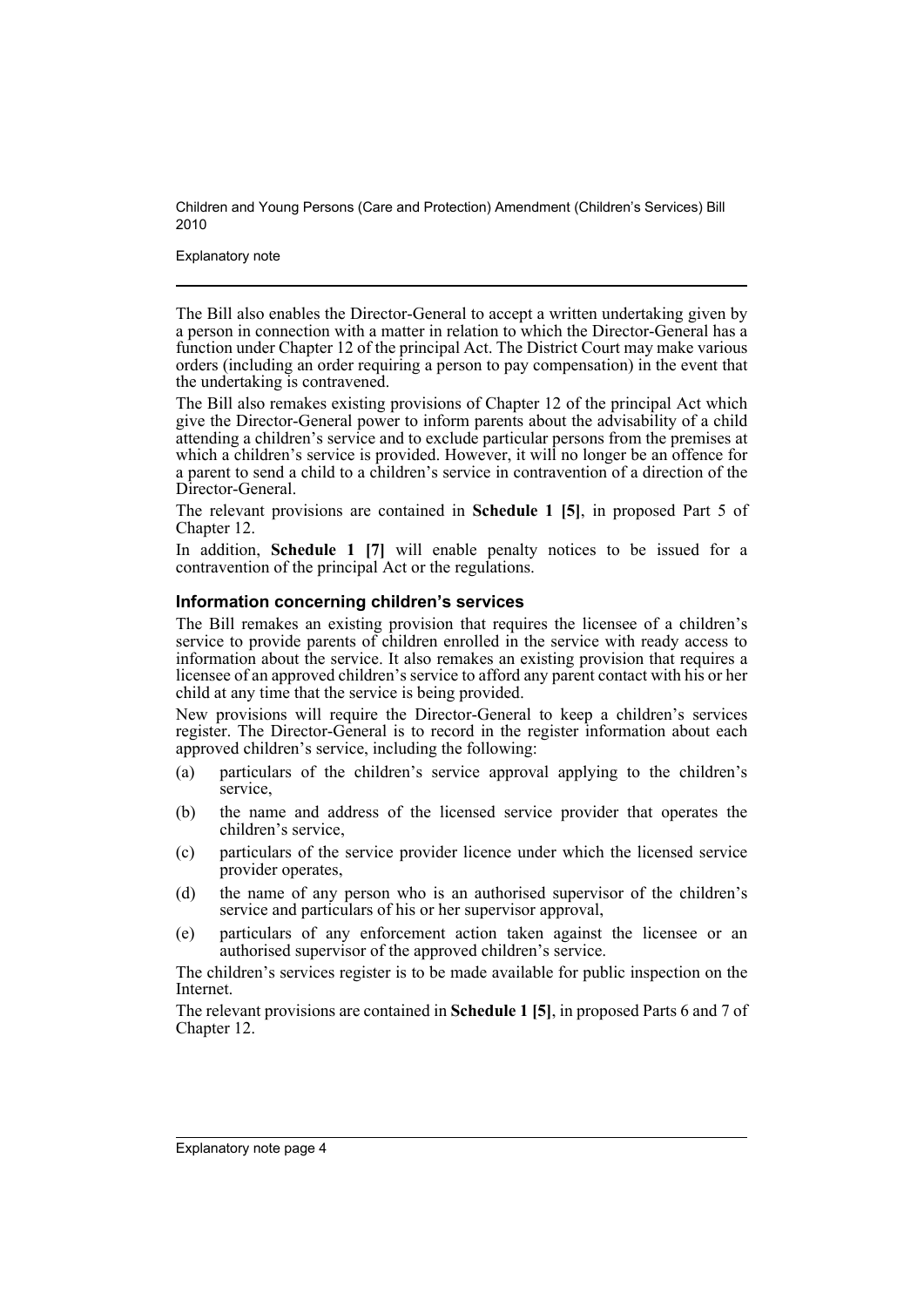The Bill also enables the Director-General to accept a written undertaking given by a person in connection with a matter in relation to which the Director-General has a function under Chapter 12 of the principal Act. The District Court may make various orders (including an order requiring a person to pay compensation) in the event that the undertaking is contravened.

The Bill also remakes existing provisions of Chapter 12 of the principal Act which give the Director-General power to inform parents about the advisability of a child attending a children's service and to exclude particular persons from the premises at which a children's service is provided. However, it will no longer be an offence for a parent to send a child to a children's service in contravention of a direction of the Director-General.

The relevant provisions are contained in **Schedule 1 [5]**, in proposed Part 5 of Chapter 12.

In addition, **Schedule 1 [7]** will enable penalty notices to be issued for a contravention of the principal Act or the regulations.

### Information concerning children's services

The Bill remakes an existing provision that requires the licensee of a children's service to provide parents of children enrolled in the service with ready access to information about the service. It also remakes an existing provision that requires a licensee of an approved children's service to afford any parent contact with his or her child at any time that the service is being provided.

New provisions will require the Director-General to keep a children's services register. The Director-General is to record in the register information about each approved children's service, including the following:

(a) particulars of the children's service approval applying to the children's service,

(b) the name and address of the licensed service provider that operates the children's service,

(c) particulars of the service provider licence under which the licensed service provider operates,

(d) the name of any person who is an authorised supervisor of the children's service and particulars of his or her supervisor approval,

(e) particulars of any enforcement action taken against the licensee or an authorised supervisor of the approved children's service.

The children's services register is to be made available for public inspection on the Internet.

The relevant provisions are contained in **Schedule 1 [5]**, in proposed Parts 6 and 7 of Chapter 12.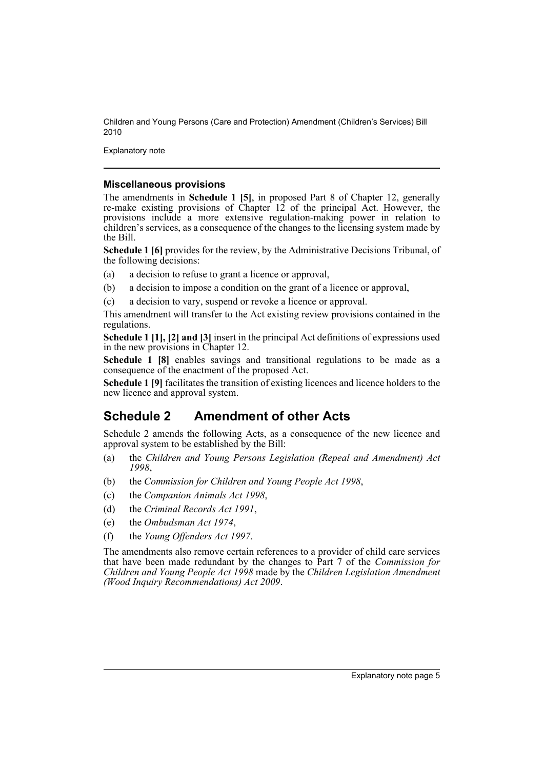### Miscellaneous provisions

The amendments in **Schedule 1 [5]**, in proposed Part 8 of Chapter 12, generally re-make existing provisions of Chapter 12 of the principal Act. However, the provisions include a more extensive regulation-making power in relation to children's services, as a consequence of the changes to the licensing system made by the Bill.

**Schedule 1 [6]** provides for the review, by the Administrative Decisions Tribunal, of the following decisions:

(a) a decision to refuse to grant a licence or approval,

(b) a decision to impose a condition on the grant of a licence or approval,

(c) a decision to vary, suspend or revoke a licence or approval.

This amendment will transfer to the Act existing review provisions contained in the regulations.

**Schedule 1 [1], [2] and [3]** insert in the principal Act definitions of expressions used in the new provisions in Chapter 12.

**Schedule 1 [8]** enables savings and transitional regulations to be made as a consequence of the enactment of the proposed Act.

**Schedule 1 [9]** facilitates the transition of existing licences and licence holders to the new licence and approval system.

## Schedule 2 Amendment of other Acts

Schedule 2 amends the following Acts, as a consequence of the new licence and approval system to be established by the Bill:

(a) the *Children and Young Persons Legislation (Repeal and Amendment) Act 1998*,

(b) the *Commission for Children and Young People Act 1998*,

(c) the *Companion Animals Act 1998*,

(d) the *Criminal Records Act 1991*,

(e) the *Ombudsman Act 1974*,

(f) the *Young Offenders Act 1997*.

The amendments also remove certain references to a provider of child care services that have been made redundant by the changes to Part 7 of the *Commission for Children and Young People Act 1998* made by the *Children Legislation Amendment (Wood Inquiry Recommendations) Act 2009*.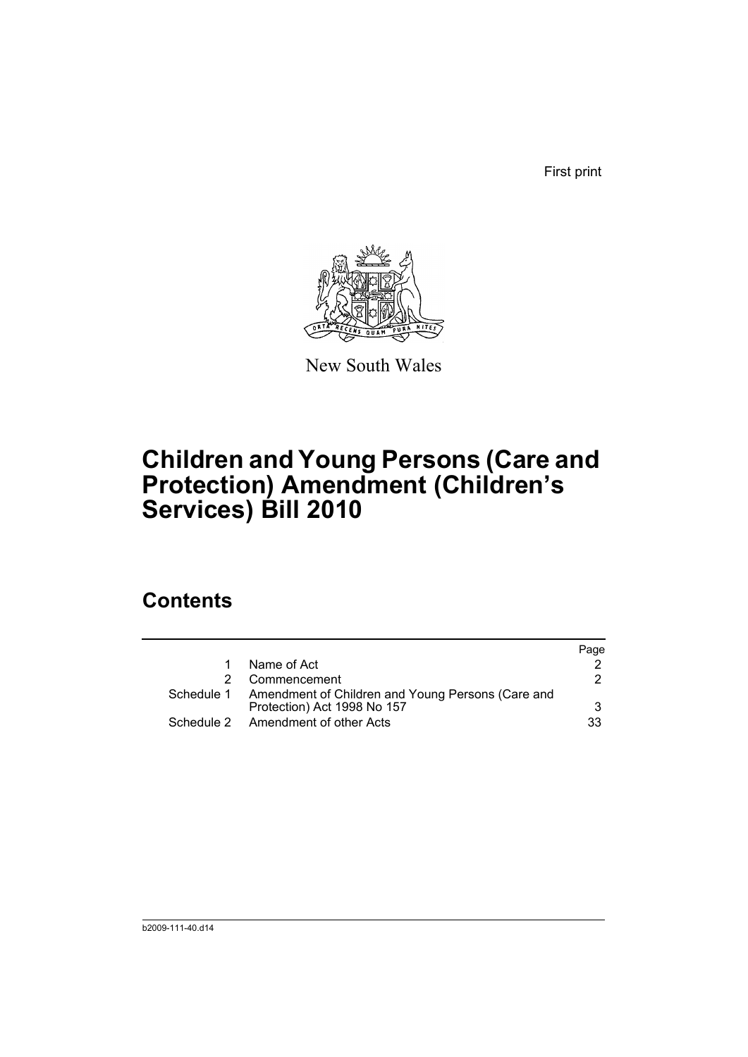First print

New South Wales

# Children and Young Persons (Care and Protection) Amendment (Children's Services) Bill 2010

## Contents

| | | Page |
|---|---|---|
| 1 | Name of Act | 2 |
| 2 | Commencement | 2 |
| Schedule 1 | Amendment of Children and Young Persons (Care and Protection) Act 1998 No 157 | 3 |
| Schedule 2 | Amendment of other Acts | 33 |

b2009-111-40.d14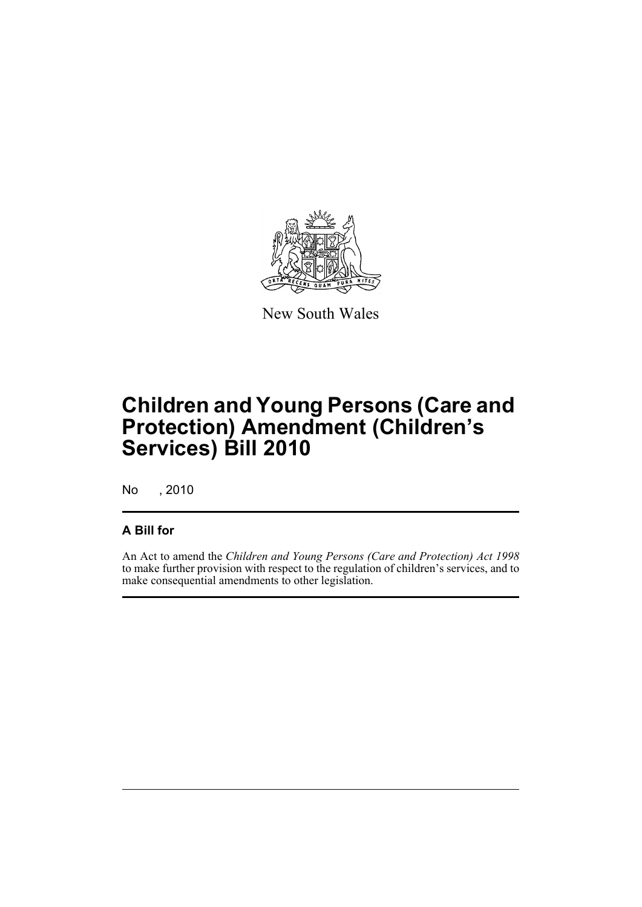New South Wales

# Children and Young Persons (Care and Protection) Amendment (Children's Services) Bill 2010

No , 2010

## A Bill for

An Act to amend the *Children and Young Persons (Care and Protection) Act 1998* to make further provision with respect to the regulation of children's services, and to make consequential amendments to other legislation.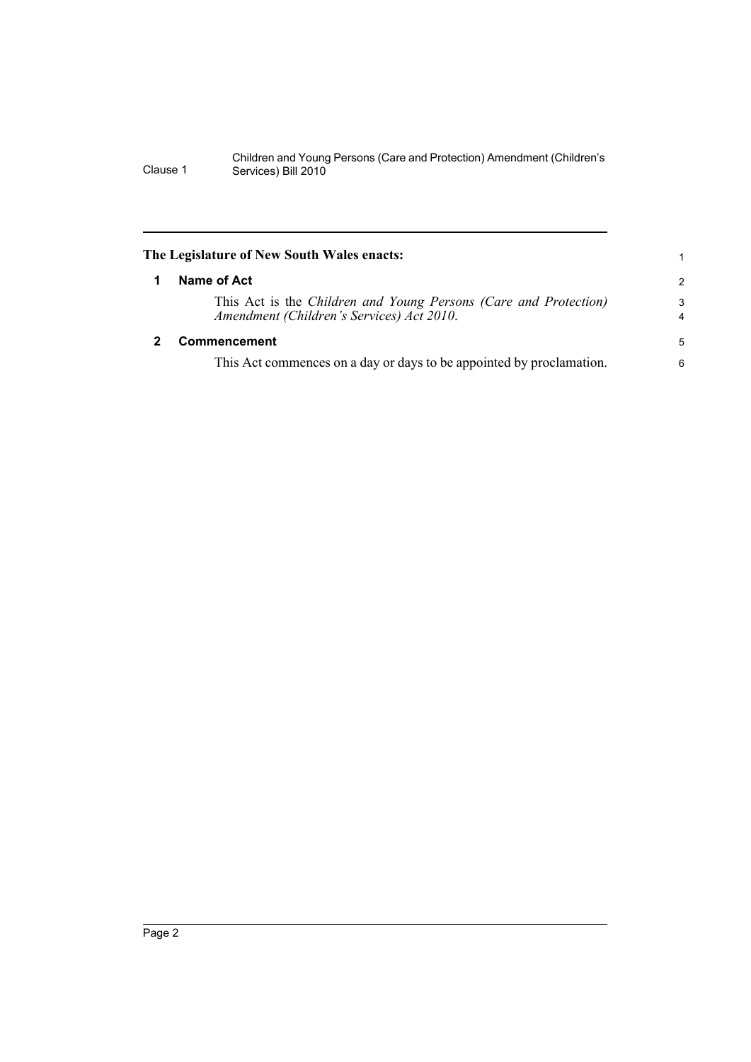**The Legislature of New South Wales enacts:**

## 1 Name of Act

This Act is the *Children and Young Persons (Care and Protection) Amendment (Children's Services) Act 2010*.

## 2 Commencement

This Act commences on a day or days to be appointed by proclamation.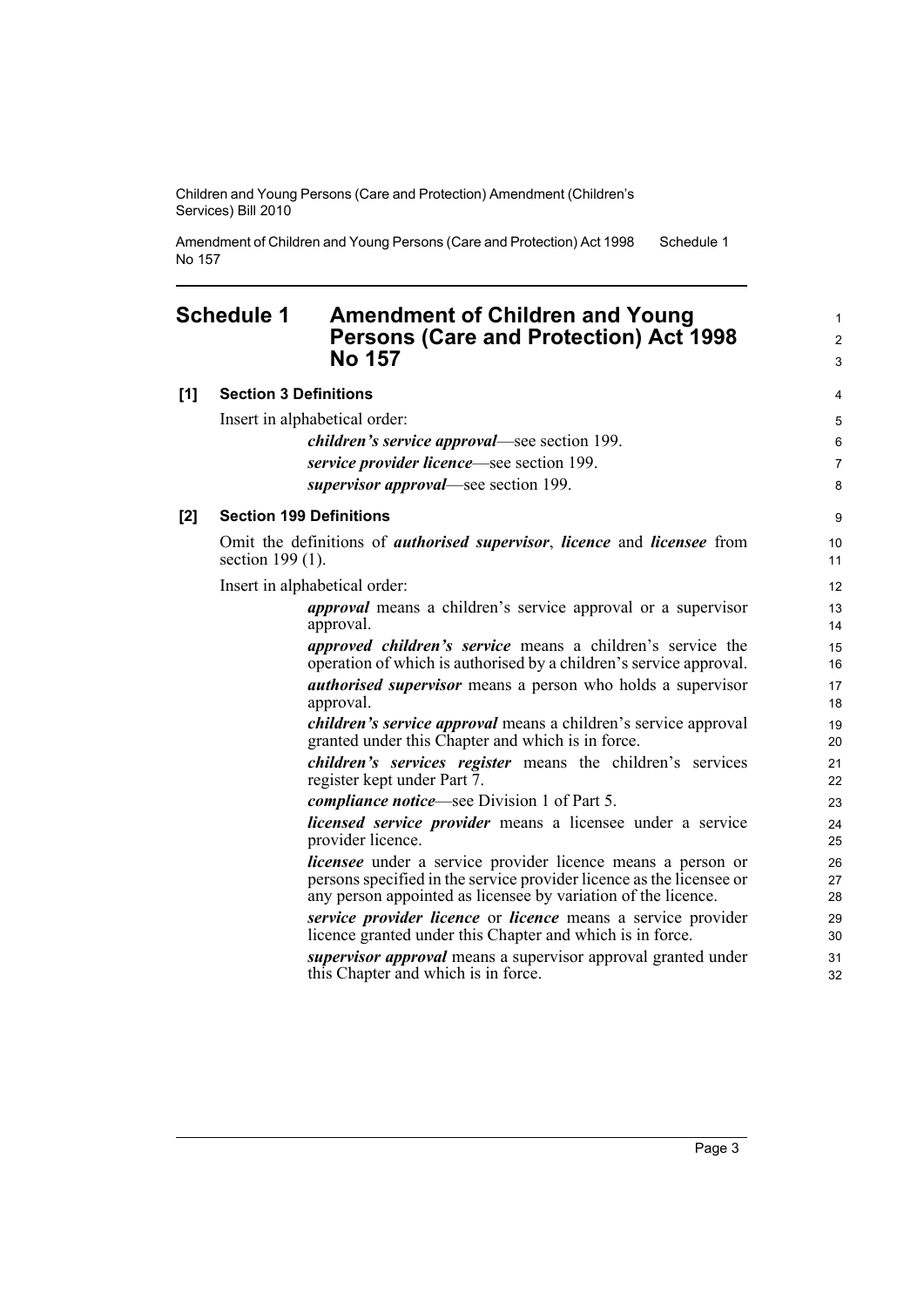## Schedule 1 Amendment of Children and Young Persons (Care and Protection) Act 1998 No 157

**[1] Section 3 Definitions**

Insert in alphabetical order:

> ***children's service approval***—see section 199.
>
> ***service provider licence***—see section 199.
>
> ***supervisor approval***—see section 199.

**[2] Section 199 Definitions**

Omit the definitions of ***authorised supervisor***, ***licence*** and ***licensee*** from section 199 (1).

Insert in alphabetical order:

> ***approval*** means a children's service approval or a supervisor approval.
>
> ***approved children's service*** means a children's service the operation of which is authorised by a children's service approval.
>
> ***authorised supervisor*** means a person who holds a supervisor approval.
>
> ***children's service approval*** means a children's service approval granted under this Chapter and which is in force.
>
> ***children's services register*** means the children's services register kept under Part 7.
>
> ***compliance notice***—see Division 1 of Part 5.
>
> ***licensed service provider*** means a licensee under a service provider licence.
>
> ***licensee*** under a service provider licence means a person or persons specified in the service provider licence as the licensee or any person appointed as licensee by variation of the licence.
>
> ***service provider licence*** or ***licence*** means a service provider licence granted under this Chapter and which is in force.
>
> ***supervisor approval*** means a supervisor approval granted under this Chapter and which is in force.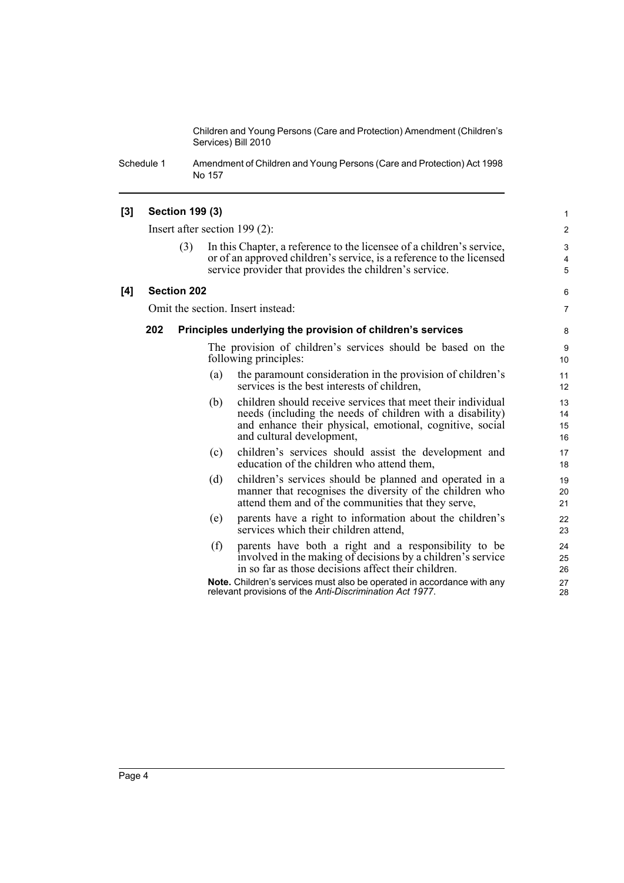**[3] Section 199 (3)**

Insert after section 199 (2):

(3) In this Chapter, a reference to the licensee of a children's service, or of an approved children's service, is a reference to the licensed service provider that provides the children's service.

**[4] Section 202**

Omit the section. Insert instead:

**202 Principles underlying the provision of children's services**

The provision of children's services should be based on the following principles:

(a) the paramount consideration in the provision of children's services is the best interests of children,

(b) children should receive services that meet their individual needs (including the needs of children with a disability) and enhance their physical, emotional, cognitive, social and cultural development,

(c) children's services should assist the development and education of the children who attend them,

(d) children's services should be planned and operated in a manner that recognises the diversity of the children who attend them and of the communities that they serve,

(e) parents have a right to information about the children's services which their children attend,

(f) parents have both a right and a responsibility to be involved in the making of decisions by a children's service in so far as those decisions affect their children.

**Note.** Children's services must also be operated in accordance with any relevant provisions of the *Anti-Discrimination Act 1977*.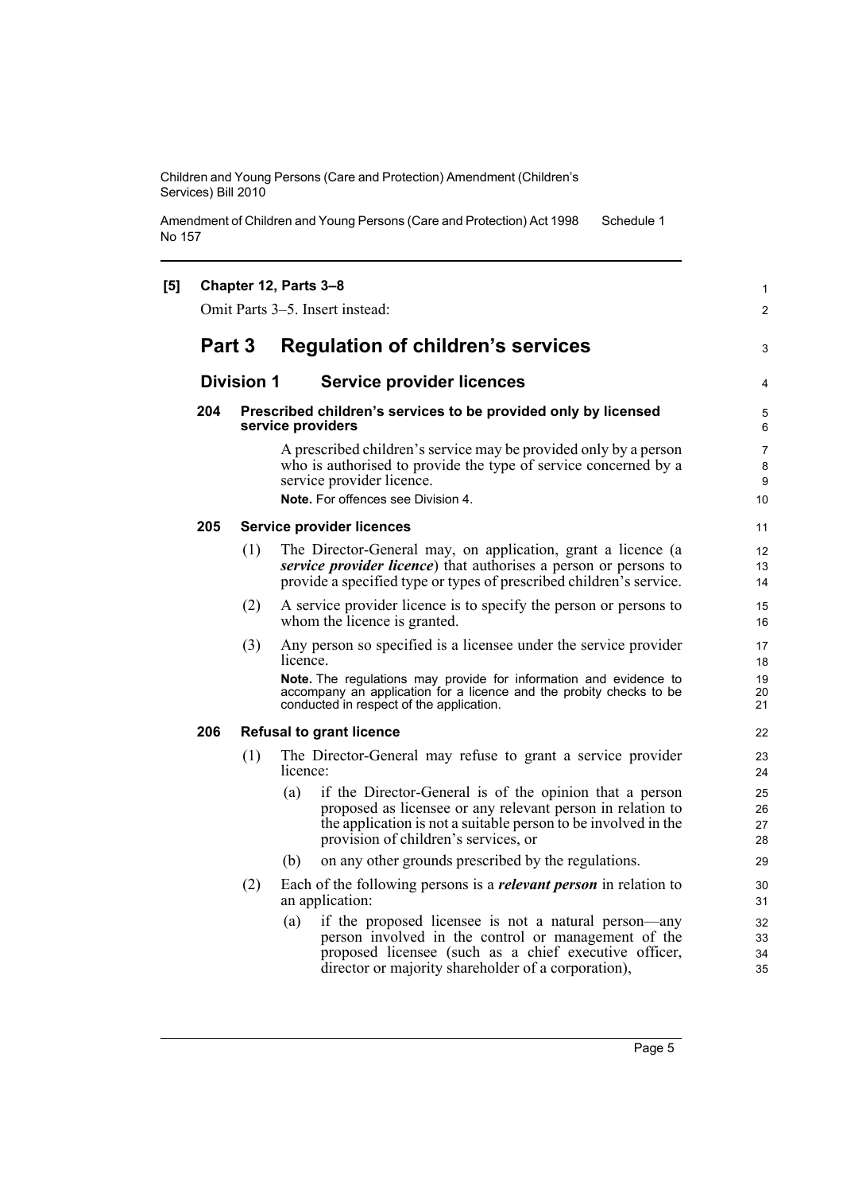**[5] Chapter 12, Parts 3–8**

Omit Parts 3–5. Insert instead:

## Part 3 Regulation of children's services

### Division 1 Service provider licences

**204 Prescribed children's services to be provided only by licensed service providers**

A prescribed children's service may be provided only by a person who is authorised to provide the type of service concerned by a service provider licence.

**Note.** For offences see Division 4.

**205 Service provider licences**

(1) The Director-General may, on application, grant a licence (a ***service provider licence***) that authorises a person or persons to provide a specified type or types of prescribed children's service.

(2) A service provider licence is to specify the person or persons to whom the licence is granted.

(3) Any person so specified is a licensee under the service provider licence.

**Note.** The regulations may provide for information and evidence to accompany an application for a licence and the probity checks to be conducted in respect of the application.

**206 Refusal to grant licence**

(1) The Director-General may refuse to grant a service provider licence:

(a) if the Director-General is of the opinion that a person proposed as licensee or any relevant person in relation to the application is not a suitable person to be involved in the provision of children's services, or

(b) on any other grounds prescribed by the regulations.

(2) Each of the following persons is a ***relevant person*** in relation to an application:

(a) if the proposed licensee is not a natural person—any person involved in the control or management of the proposed licensee (such as a chief executive officer, director or majority shareholder of a corporation),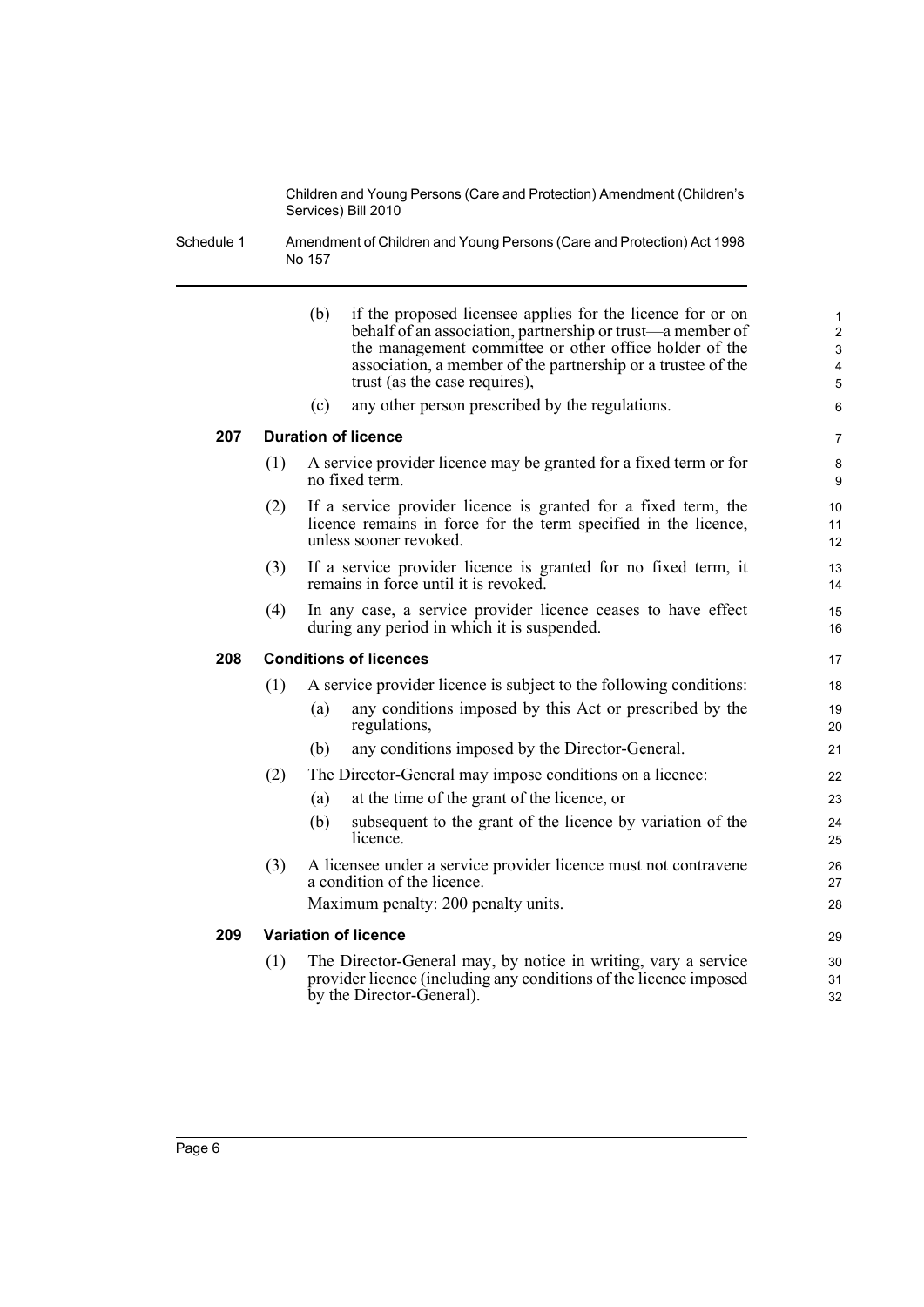(b) if the proposed licensee applies for the licence for or on behalf of an association, partnership or trust—a member of the management committee or other office holder of the association, a member of the partnership or a trustee of the trust (as the case requires),

(c) any other person prescribed by the regulations.

### 207 Duration of licence

(1) A service provider licence may be granted for a fixed term or for no fixed term.

(2) If a service provider licence is granted for a fixed term, the licence remains in force for the term specified in the licence, unless sooner revoked.

(3) If a service provider licence is granted for no fixed term, it remains in force until it is revoked.

(4) In any case, a service provider licence ceases to have effect during any period in which it is suspended.

### 208 Conditions of licences

(1) A service provider licence is subject to the following conditions:

(a) any conditions imposed by this Act or prescribed by the regulations,

(b) any conditions imposed by the Director-General.

(2) The Director-General may impose conditions on a licence:

(a) at the time of the grant of the licence, or

(b) subsequent to the grant of the licence by variation of the licence.

(3) A licensee under a service provider licence must not contravene a condition of the licence.

Maximum penalty: 200 penalty units.

### 209 Variation of licence

(1) The Director-General may, by notice in writing, vary a service provider licence (including any conditions of the licence imposed by the Director-General).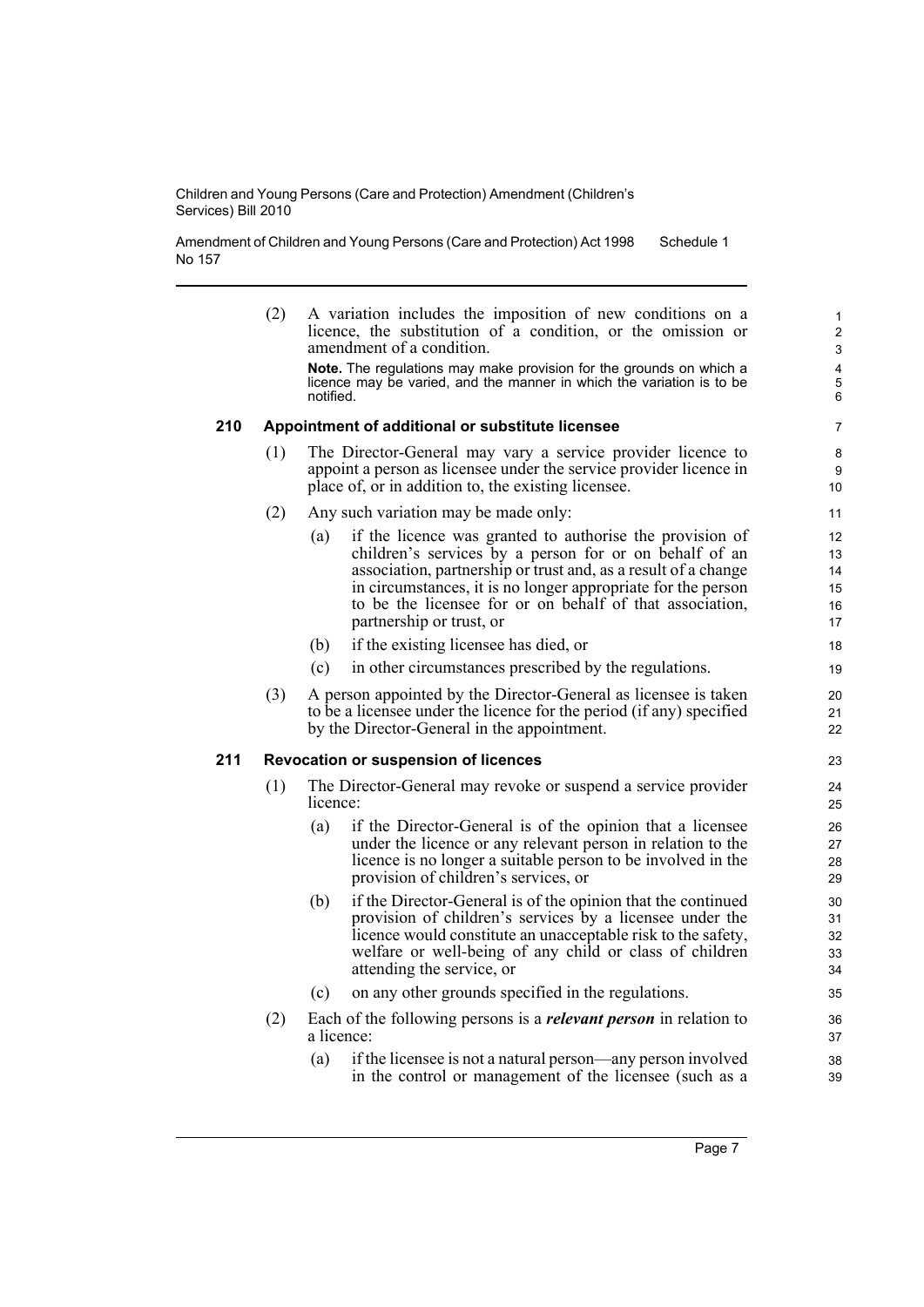(2) A variation includes the imposition of new conditions on a licence, the substitution of a condition, or the omission or amendment of a condition.

**Note.** The regulations may make provision for the grounds on which a licence may be varied, and the manner in which the variation is to be notified.

### 210 Appointment of additional or substitute licensee

(1) The Director-General may vary a service provider licence to appoint a person as licensee under the service provider licence in place of, or in addition to, the existing licensee.

(2) Any such variation may be made only:

(a) if the licence was granted to authorise the provision of children's services by a person for or on behalf of an association, partnership or trust and, as a result of a change in circumstances, it is no longer appropriate for the person to be the licensee for or on behalf of that association, partnership or trust, or

(b) if the existing licensee has died, or

(c) in other circumstances prescribed by the regulations.

(3) A person appointed by the Director-General as licensee is taken to be a licensee under the licence for the period (if any) specified by the Director-General in the appointment.

### 211 Revocation or suspension of licences

(1) The Director-General may revoke or suspend a service provider licence:

(a) if the Director-General is of the opinion that a licensee under the licence or any relevant person in relation to the licence is no longer a suitable person to be involved in the provision of children's services, or

(b) if the Director-General is of the opinion that the continued provision of children's services by a licensee under the licence would constitute an unacceptable risk to the safety, welfare or well-being of any child or class of children attending the service, or

(c) on any other grounds specified in the regulations.

(2) Each of the following persons is a ***relevant person*** in relation to a licence:

(a) if the licensee is not a natural person—any person involved in the control or management of the licensee (such as a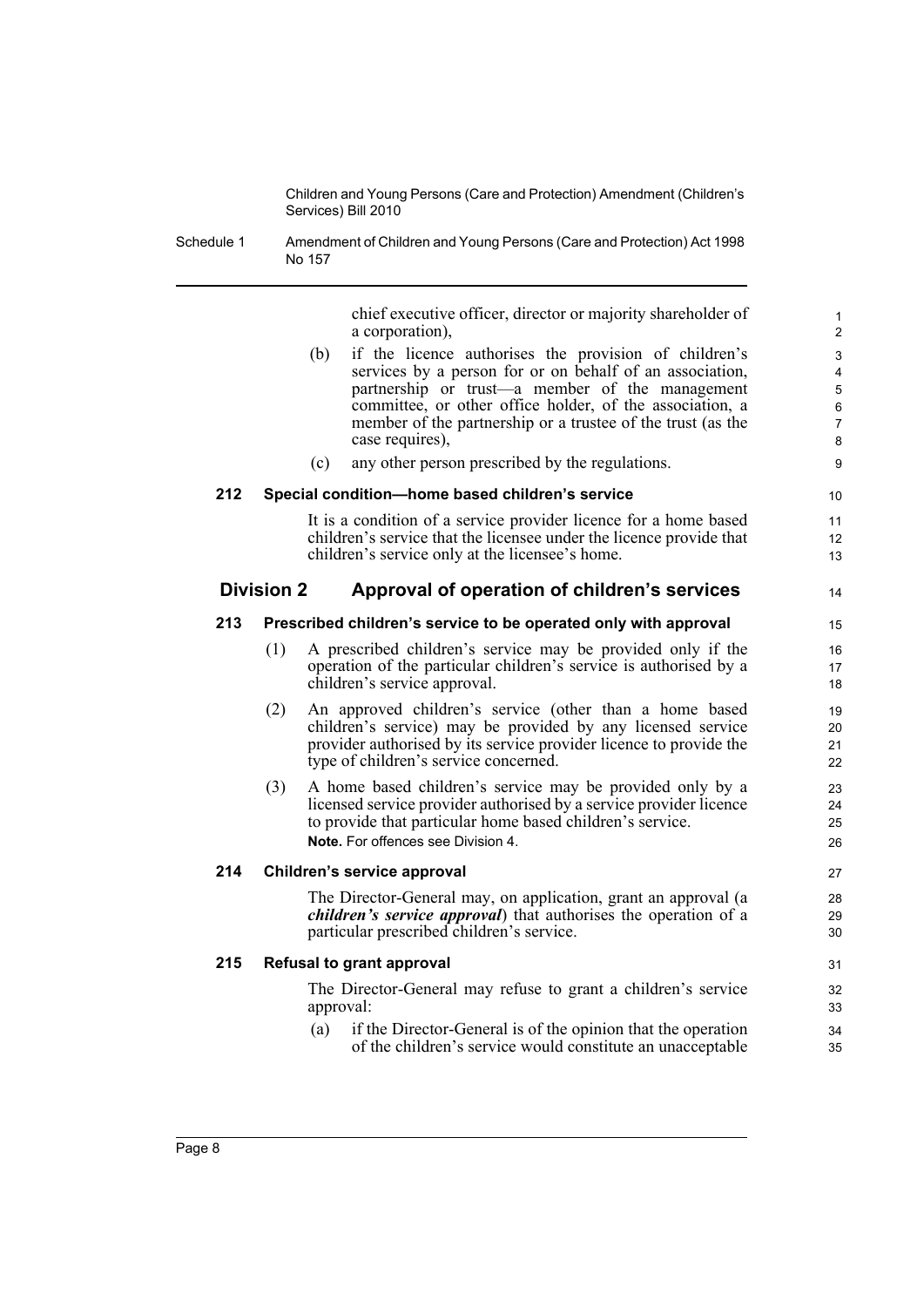chief executive officer, director or majority shareholder of a corporation),

(b) if the licence authorises the provision of children's services by a person for or on behalf of an association, partnership or trust—a member of the management committee, or other office holder, of the association, a member of the partnership or a trustee of the trust (as the case requires),

(c) any other person prescribed by the regulations.

**212 Special condition—home based children's service**

It is a condition of a service provider licence for a home based children's service that the licensee under the licence provide that children's service only at the licensee's home.

## Division 2 Approval of operation of children's services

**213 Prescribed children's service to be operated only with approval**

(1) A prescribed children's service may be provided only if the operation of the particular children's service is authorised by a children's service approval.

(2) An approved children's service (other than a home based children's service) may be provided by any licensed service provider authorised by its service provider licence to provide the type of children's service concerned.

(3) A home based children's service may be provided only by a licensed service provider authorised by a service provider licence to provide that particular home based children's service.

**Note.** For offences see Division 4.

**214 Children's service approval**

The Director-General may, on application, grant an approval (a ***children's service approval***) that authorises the operation of a particular prescribed children's service.

**215 Refusal to grant approval**

The Director-General may refuse to grant a children's service approval:

(a) if the Director-General is of the opinion that the operation of the children's service would constitute an unacceptable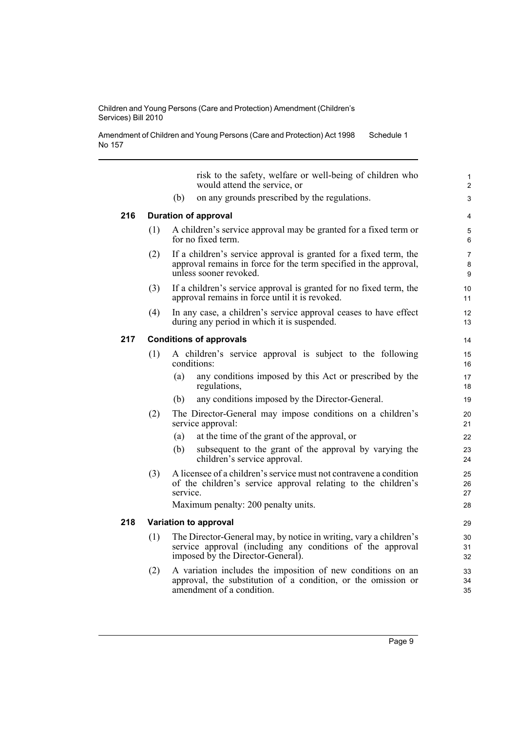risk to the safety, welfare or well-being of children who would attend the service, or

(b) on any grounds prescribed by the regulations.

### 216 Duration of approval

(1) A children's service approval may be granted for a fixed term or for no fixed term.

(2) If a children's service approval is granted for a fixed term, the approval remains in force for the term specified in the approval, unless sooner revoked.

(3) If a children's service approval is granted for no fixed term, the approval remains in force until it is revoked.

(4) In any case, a children's service approval ceases to have effect during any period in which it is suspended.

### 217 Conditions of approvals

(1) A children's service approval is subject to the following conditions:

(a) any conditions imposed by this Act or prescribed by the regulations,

(b) any conditions imposed by the Director-General.

(2) The Director-General may impose conditions on a children's service approval:

(a) at the time of the grant of the approval, or

(b) subsequent to the grant of the approval by varying the children's service approval.

(3) A licensee of a children's service must not contravene a condition of the children's service approval relating to the children's service.

Maximum penalty: 200 penalty units.

### 218 Variation to approval

(1) The Director-General may, by notice in writing, vary a children's service approval (including any conditions of the approval imposed by the Director-General).

(2) A variation includes the imposition of new conditions on an approval, the substitution of a condition, or the omission or amendment of a condition.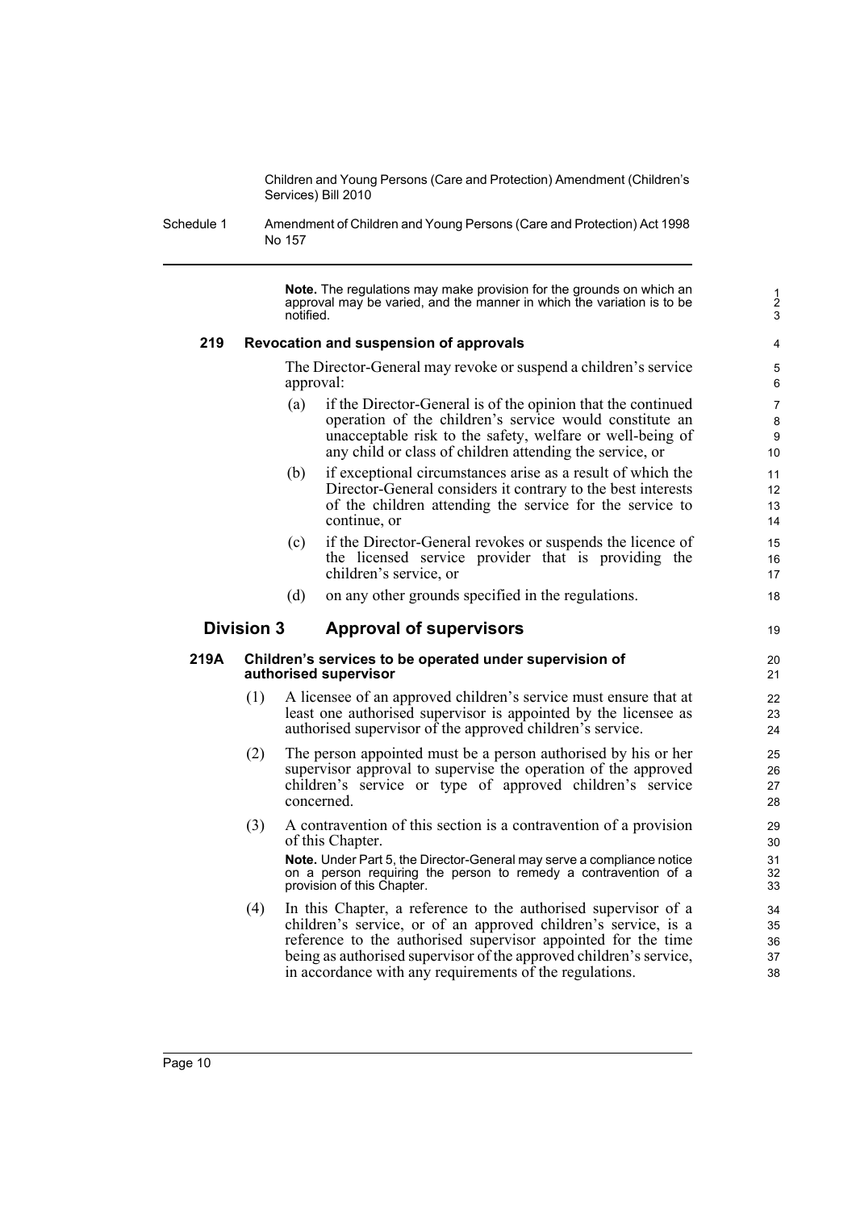**Note.** The regulations may make provision for the grounds on which an approval may be varied, and the manner in which the variation is to be notified.

### 219 Revocation and suspension of approvals

The Director-General may revoke or suspend a children's service approval:

(a) if the Director-General is of the opinion that the continued operation of the children's service would constitute an unacceptable risk to the safety, welfare or well-being of any child or class of children attending the service, or

(b) if exceptional circumstances arise as a result of which the Director-General considers it contrary to the best interests of the children attending the service for the service to continue, or

(c) if the Director-General revokes or suspends the licence of the licensed service provider that is providing the children's service, or

(d) on any other grounds specified in the regulations.

## Division 3 Approval of supervisors

### 219A Children's services to be operated under supervision of authorised supervisor

(1) A licensee of an approved children's service must ensure that at least one authorised supervisor is appointed by the licensee as authorised supervisor of the approved children's service.

(2) The person appointed must be a person authorised by his or her supervisor approval to supervise the operation of the approved children's service or type of approved children's service concerned.

(3) A contravention of this section is a contravention of a provision of this Chapter.

**Note.** Under Part 5, the Director-General may serve a compliance notice on a person requiring the person to remedy a contravention of a provision of this Chapter.

(4) In this Chapter, a reference to the authorised supervisor of a children's service, or of an approved children's service, is a reference to the authorised supervisor appointed for the time being as authorised supervisor of the approved children's service, in accordance with any requirements of the regulations.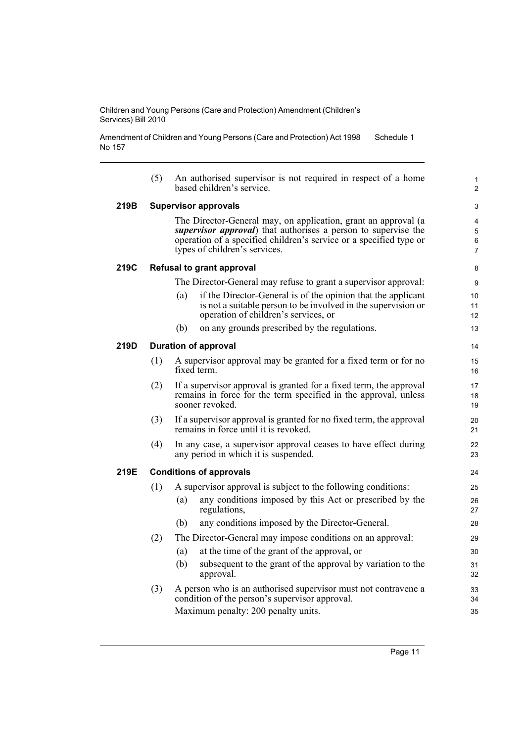(5) An authorised supervisor is not required in respect of a home based children's service.

**219B Supervisor approvals**

The Director-General may, on application, grant an approval (a ***supervisor approval***) that authorises a person to supervise the operation of a specified children's service or a specified type or types of children's services.

**219C Refusal to grant approval**

The Director-General may refuse to grant a supervisor approval:

(a) if the Director-General is of the opinion that the applicant is not a suitable person to be involved in the supervision or operation of children's services, or

(b) on any grounds prescribed by the regulations.

**219D Duration of approval**

(1) A supervisor approval may be granted for a fixed term or for no fixed term.

(2) If a supervisor approval is granted for a fixed term, the approval remains in force for the term specified in the approval, unless sooner revoked.

(3) If a supervisor approval is granted for no fixed term, the approval remains in force until it is revoked.

(4) In any case, a supervisor approval ceases to have effect during any period in which it is suspended.

**219E Conditions of approvals**

(1) A supervisor approval is subject to the following conditions:

(a) any conditions imposed by this Act or prescribed by the regulations,

(b) any conditions imposed by the Director-General.

(2) The Director-General may impose conditions on an approval:

(a) at the time of the grant of the approval, or

(b) subsequent to the grant of the approval by variation to the approval.

(3) A person who is an authorised supervisor must not contravene a condition of the person's supervisor approval.

Maximum penalty: 200 penalty units.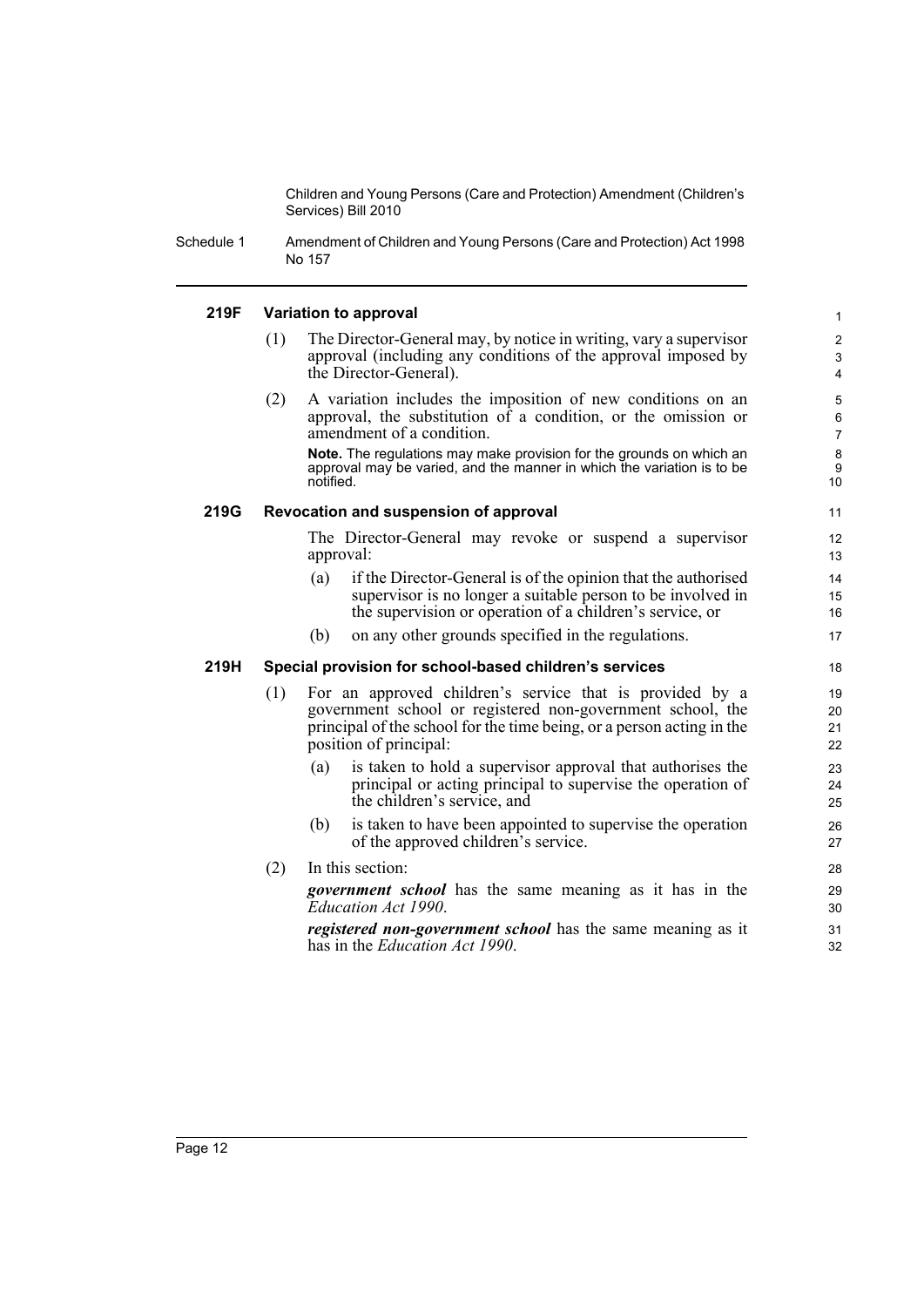#### 219F Variation to approval

(1) The Director-General may, by notice in writing, vary a supervisor approval (including any conditions of the approval imposed by the Director-General).

(2) A variation includes the imposition of new conditions on an approval, the substitution of a condition, or the omission or amendment of a condition.

**Note.** The regulations may make provision for the grounds on which an approval may be varied, and the manner in which the variation is to be notified.

#### 219G Revocation and suspension of approval

The Director-General may revoke or suspend a supervisor approval:

(a) if the Director-General is of the opinion that the authorised supervisor is no longer a suitable person to be involved in the supervision or operation of a children's service, or

(b) on any other grounds specified in the regulations.

#### 219H Special provision for school-based children's services

(1) For an approved children's service that is provided by a government school or registered non-government school, the principal of the school for the time being, or a person acting in the position of principal:

(a) is taken to hold a supervisor approval that authorises the principal or acting principal to supervise the operation of the children's service, and

(b) is taken to have been appointed to supervise the operation of the approved children's service.

(2) In this section:

***government school*** has the same meaning as it has in the *Education Act 1990*.

***registered non-government school*** has the same meaning as it has in the *Education Act 1990*.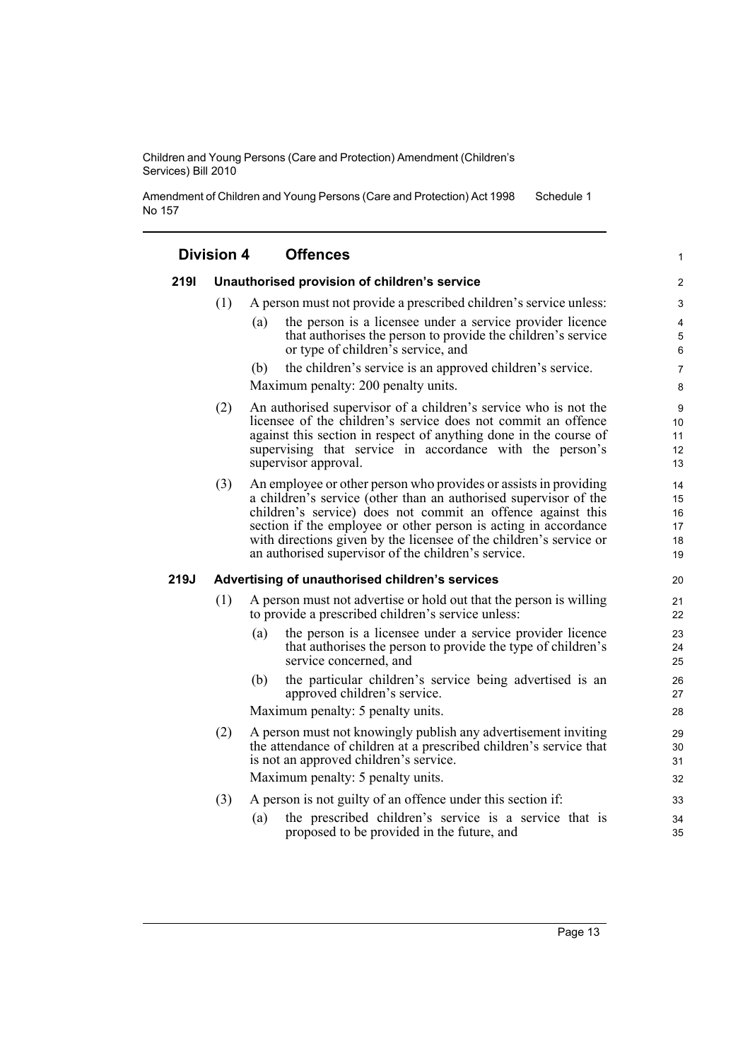## Division 4 Offences

### 219I Unauthorised provision of children's service

(1) A person must not provide a prescribed children's service unless:

(a) the person is a licensee under a service provider licence that authorises the person to provide the children's service or type of children's service, and

(b) the children's service is an approved children's service.

Maximum penalty: 200 penalty units.

(2) An authorised supervisor of a children's service who is not the licensee of the children's service does not commit an offence against this section in respect of anything done in the course of supervising that service in accordance with the person's supervisor approval.

(3) An employee or other person who provides or assists in providing a children's service (other than an authorised supervisor of the children's service) does not commit an offence against this section if the employee or other person is acting in accordance with directions given by the licensee of the children's service or an authorised supervisor of the children's service.

### 219J Advertising of unauthorised children's services

(1) A person must not advertise or hold out that the person is willing to provide a prescribed children's service unless:

(a) the person is a licensee under a service provider licence that authorises the person to provide the type of children's service concerned, and

(b) the particular children's service being advertised is an approved children's service.

Maximum penalty: 5 penalty units.

(2) A person must not knowingly publish any advertisement inviting the attendance of children at a prescribed children's service that is not an approved children's service.

Maximum penalty: 5 penalty units.

(3) A person is not guilty of an offence under this section if:

(a) the prescribed children's service is a service that is proposed to be provided in the future, and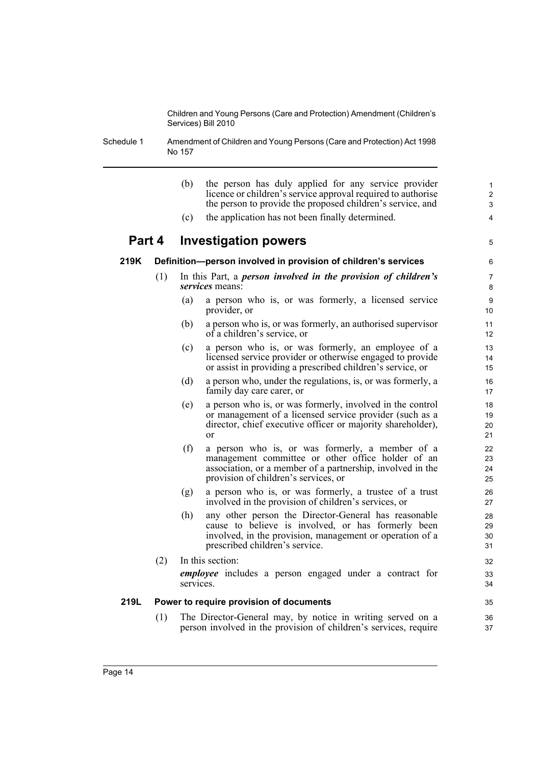(b) the person has duly applied for any service provider licence or children's service approval required to authorise the person to provide the proposed children's service, and

(c) the application has not been finally determined.

## Part 4 Investigation powers

### 219K Definition—person involved in provision of children's services

(1) In this Part, a ***person involved in the provision of children's services*** means:

(a) a person who is, or was formerly, a licensed service provider, or

(b) a person who is, or was formerly, an authorised supervisor of a children's service, or

(c) a person who is, or was formerly, an employee of a licensed service provider or otherwise engaged to provide or assist in providing a prescribed children's service, or

(d) a person who, under the regulations, is, or was formerly, a family day care carer, or

(e) a person who is, or was formerly, involved in the control or management of a licensed service provider (such as a director, chief executive officer or majority shareholder), or

(f) a person who is, or was formerly, a member of a management committee or other office holder of an association, or a member of a partnership, involved in the provision of children's services, or

(g) a person who is, or was formerly, a trustee of a trust involved in the provision of children's services, or

(h) any other person the Director-General has reasonable cause to believe is involved, or has formerly been involved, in the provision, management or operation of a prescribed children's service.

(2) In this section:

***employee*** includes a person engaged under a contract for services.

### 219L Power to require provision of documents

(1) The Director-General may, by notice in writing served on a person involved in the provision of children's services, require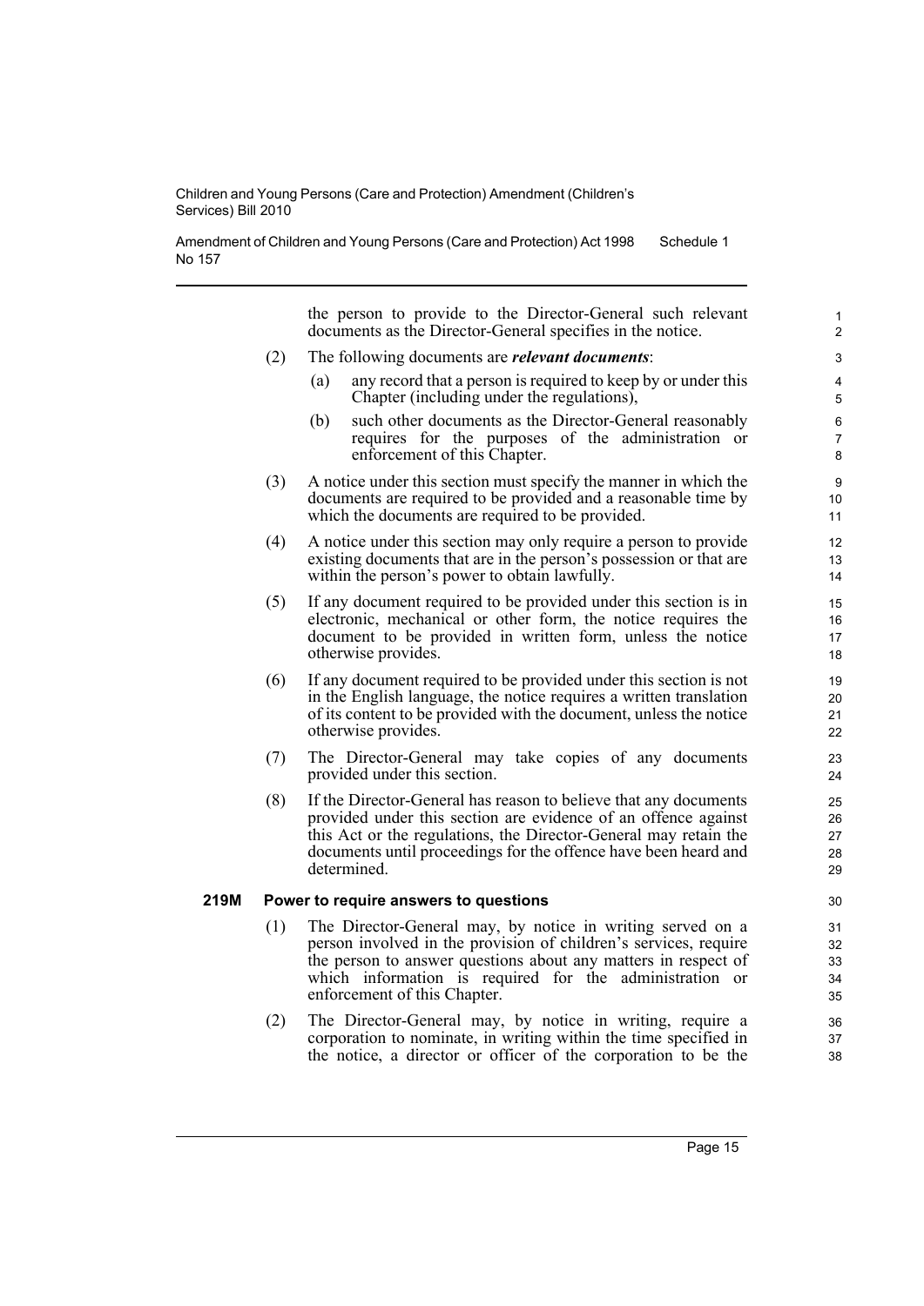the person to provide to the Director-General such relevant documents as the Director-General specifies in the notice.

(2) The following documents are ***relevant documents***:

(a) any record that a person is required to keep by or under this Chapter (including under the regulations),

(b) such other documents as the Director-General reasonably requires for the purposes of the administration or enforcement of this Chapter.

(3) A notice under this section must specify the manner in which the documents are required to be provided and a reasonable time by which the documents are required to be provided.

(4) A notice under this section may only require a person to provide existing documents that are in the person's possession or that are within the person's power to obtain lawfully.

(5) If any document required to be provided under this section is in electronic, mechanical or other form, the notice requires the document to be provided in written form, unless the notice otherwise provides.

(6) If any document required to be provided under this section is not in the English language, the notice requires a written translation of its content to be provided with the document, unless the notice otherwise provides.

(7) The Director-General may take copies of any documents provided under this section.

(8) If the Director-General has reason to believe that any documents provided under this section are evidence of an offence against this Act or the regulations, the Director-General may retain the documents until proceedings for the offence have been heard and determined.

**219M Power to require answers to questions**

(1) The Director-General may, by notice in writing served on a person involved in the provision of children's services, require the person to answer questions about any matters in respect of which information is required for the administration or enforcement of this Chapter.

(2) The Director-General may, by notice in writing, require a corporation to nominate, in writing within the time specified in the notice, a director or officer of the corporation to be the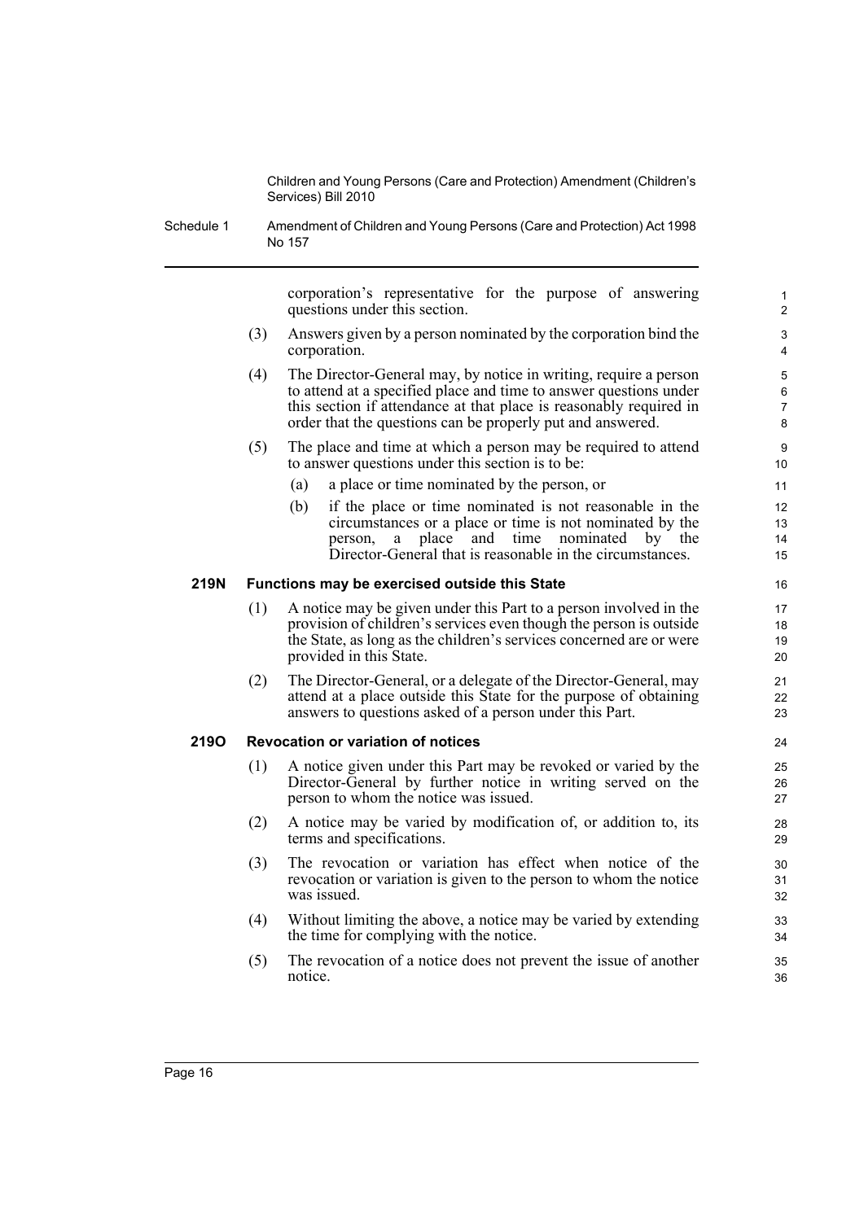corporation's representative for the purpose of answering questions under this section.

(3) Answers given by a person nominated by the corporation bind the corporation.

(4) The Director-General may, by notice in writing, require a person to attend at a specified place and time to answer questions under this section if attendance at that place is reasonably required in order that the questions can be properly put and answered.

(5) The place and time at which a person may be required to attend to answer questions under this section is to be:

- (a) a place or time nominated by the person, or
- (b) if the place or time nominated is not reasonable in the circumstances or a place or time is not nominated by the person, a place and time nominated by the Director-General that is reasonable in the circumstances.

### 219N Functions may be exercised outside this State

(1) A notice may be given under this Part to a person involved in the provision of children's services even though the person is outside the State, as long as the children's services concerned are or were provided in this State.

(2) The Director-General, or a delegate of the Director-General, may attend at a place outside this State for the purpose of obtaining answers to questions asked of a person under this Part.

### 219O Revocation or variation of notices

(1) A notice given under this Part may be revoked or varied by the Director-General by further notice in writing served on the person to whom the notice was issued.

(2) A notice may be varied by modification of, or addition to, its terms and specifications.

(3) The revocation or variation has effect when notice of the revocation or variation is given to the person to whom the notice was issued.

(4) Without limiting the above, a notice may be varied by extending the time for complying with the notice.

(5) The revocation of a notice does not prevent the issue of another notice.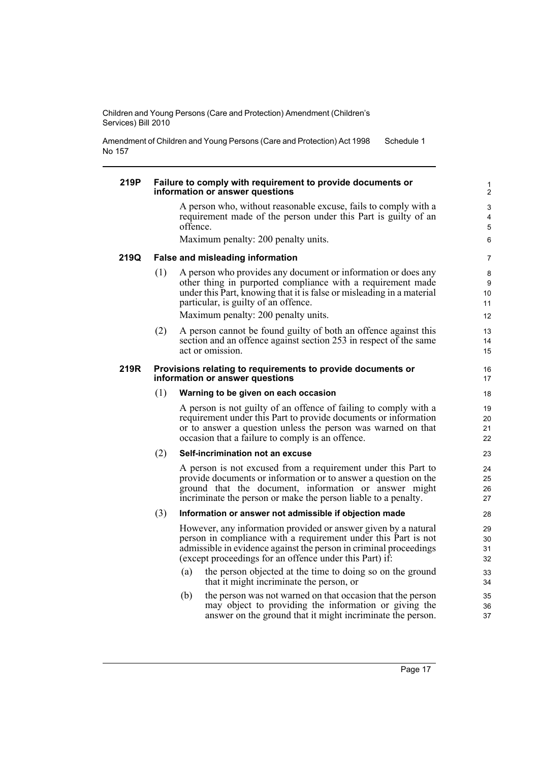#### 219P Failure to comply with requirement to provide documents or information or answer questions

A person who, without reasonable excuse, fails to comply with a requirement made of the person under this Part is guilty of an offence.

Maximum penalty: 200 penalty units.

#### 219Q False and misleading information

(1) A person who provides any document or information or does any other thing in purported compliance with a requirement made under this Part, knowing that it is false or misleading in a material particular, is guilty of an offence.

Maximum penalty: 200 penalty units.

(2) A person cannot be found guilty of both an offence against this section and an offence against section 253 in respect of the same act or omission.

#### 219R Provisions relating to requirements to provide documents or information or answer questions

(1) **Warning to be given on each occasion**

A person is not guilty of an offence of failing to comply with a requirement under this Part to provide documents or information or to answer a question unless the person was warned on that occasion that a failure to comply is an offence.

(2) **Self-incrimination not an excuse**

A person is not excused from a requirement under this Part to provide documents or information or to answer a question on the ground that the document, information or answer might incriminate the person or make the person liable to a penalty.

(3) **Information or answer not admissible if objection made**

However, any information provided or answer given by a natural person in compliance with a requirement under this Part is not admissible in evidence against the person in criminal proceedings (except proceedings for an offence under this Part) if:

(a) the person objected at the time to doing so on the ground that it might incriminate the person, or

(b) the person was not warned on that occasion that the person may object to providing the information or giving the answer on the ground that it might incriminate the person.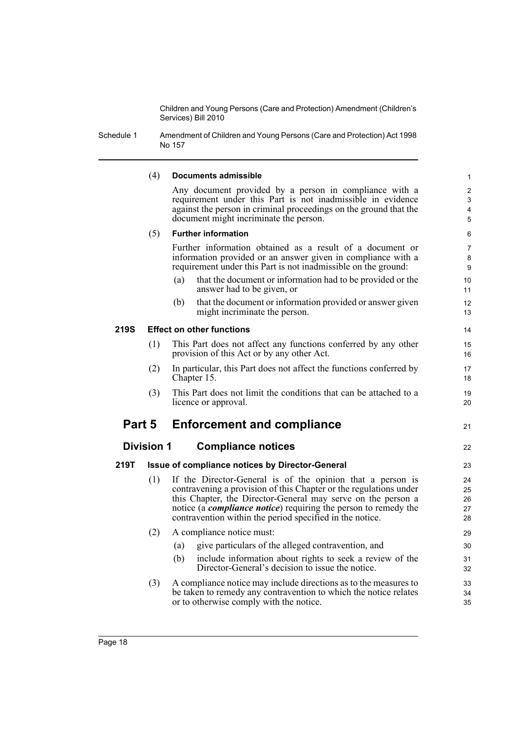(4) **Documents admissible**

Any document provided by a person in compliance with a requirement under this Part is not inadmissible in evidence against the person in criminal proceedings on the ground that the document might incriminate the person.

(5) **Further information**

Further information obtained as a result of a document or information provided or an answer given in compliance with a requirement under this Part is not inadmissible on the ground:

- (a) that the document or information had to be provided or the answer had to be given, or
- (b) that the document or information provided or answer given might incriminate the person.

**219S Effect on other functions**

(1) This Part does not affect any functions conferred by any other provision of this Act or by any other Act.

(2) In particular, this Part does not affect the functions conferred by Chapter 15.

(3) This Part does not limit the conditions that can be attached to a licence or approval.

# Part 5 Enforcement and compliance

## Division 1 Compliance notices

**219T Issue of compliance notices by Director-General**

(1) If the Director-General is of the opinion that a person is contravening a provision of this Chapter or the regulations under this Chapter, the Director-General may serve on the person a notice (a ***compliance notice***) requiring the person to remedy the contravention within the period specified in the notice.

(2) A compliance notice must:

- (a) give particulars of the alleged contravention, and
- (b) include information about rights to seek a review of the Director-General's decision to issue the notice.

(3) A compliance notice may include directions as to the measures to be taken to remedy any contravention to which the notice relates or to otherwise comply with the notice.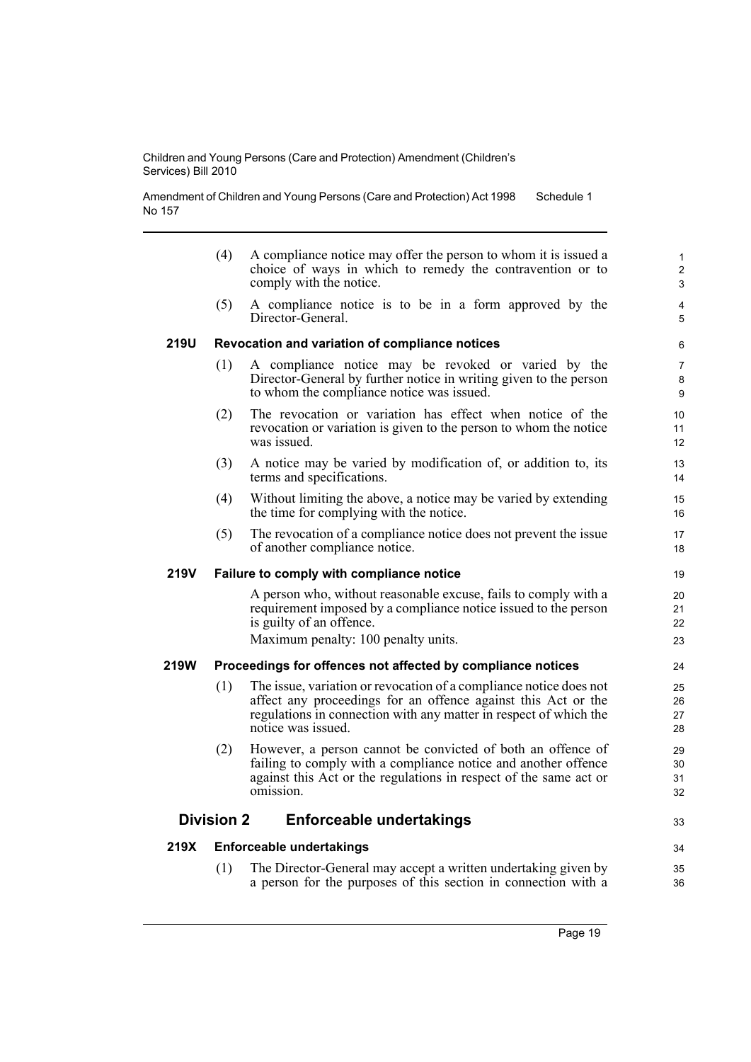(4) A compliance notice may offer the person to whom it is issued a choice of ways in which to remedy the contravention or to comply with the notice.

(5) A compliance notice is to be in a form approved by the Director-General.

**219U Revocation and variation of compliance notices**

(1) A compliance notice may be revoked or varied by the Director-General by further notice in writing given to the person to whom the compliance notice was issued.

(2) The revocation or variation has effect when notice of the revocation or variation is given to the person to whom the notice was issued.

(3) A notice may be varied by modification of, or addition to, its terms and specifications.

(4) Without limiting the above, a notice may be varied by extending the time for complying with the notice.

(5) The revocation of a compliance notice does not prevent the issue of another compliance notice.

**219V Failure to comply with compliance notice**

A person who, without reasonable excuse, fails to comply with a requirement imposed by a compliance notice issued to the person is guilty of an offence.

Maximum penalty: 100 penalty units.

**219W Proceedings for offences not affected by compliance notices**

(1) The issue, variation or revocation of a compliance notice does not affect any proceedings for an offence against this Act or the regulations in connection with any matter in respect of which the notice was issued.

(2) However, a person cannot be convicted of both an offence of failing to comply with a compliance notice and another offence against this Act or the regulations in respect of the same act or omission.

## Division 2 Enforceable undertakings

**219X Enforceable undertakings**

(1) The Director-General may accept a written undertaking given by a person for the purposes of this section in connection with a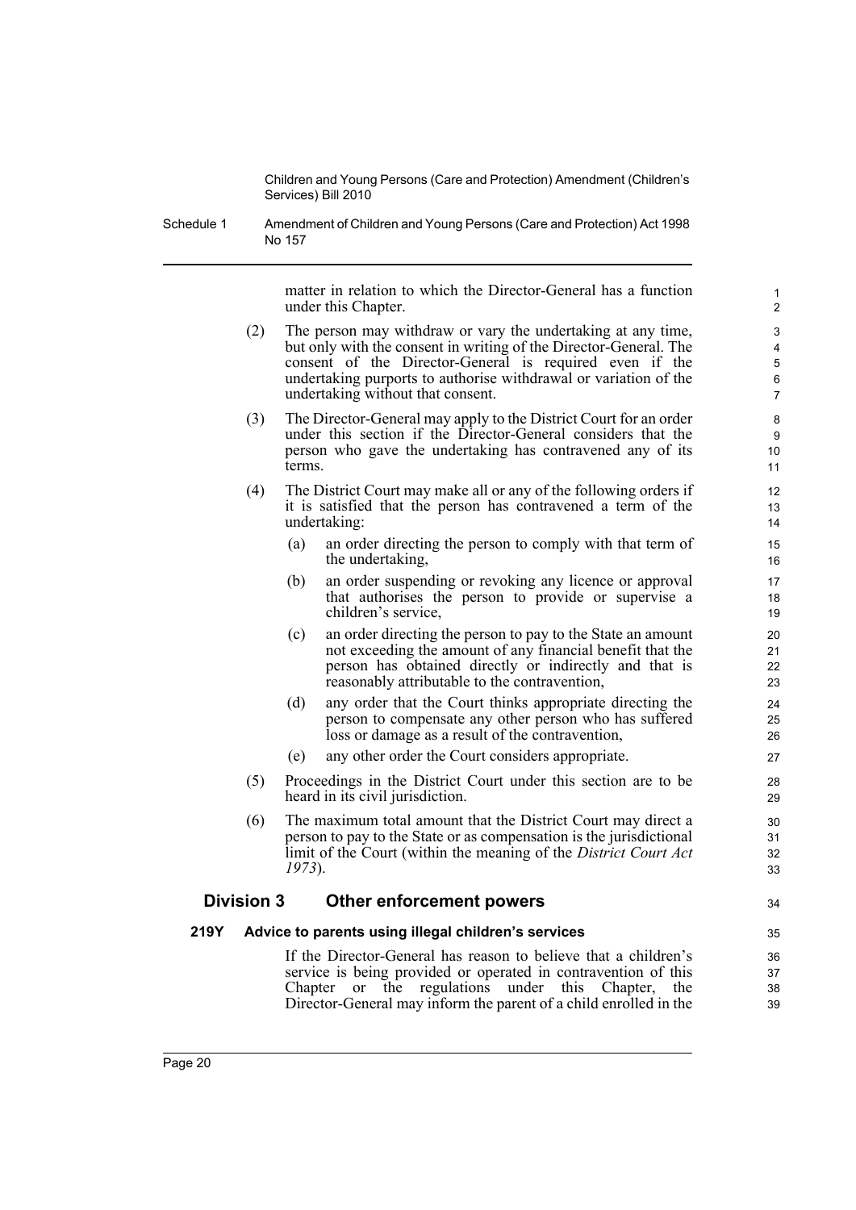matter in relation to which the Director-General has a function under this Chapter.

(2) The person may withdraw or vary the undertaking at any time, but only with the consent in writing of the Director-General. The consent of the Director-General is required even if the undertaking purports to authorise withdrawal or variation of the undertaking without that consent.

(3) The Director-General may apply to the District Court for an order under this section if the Director-General considers that the person who gave the undertaking has contravened any of its terms.

(4) The District Court may make all or any of the following orders if it is satisfied that the person has contravened a term of the undertaking:

(a) an order directing the person to comply with that term of the undertaking,

(b) an order suspending or revoking any licence or approval that authorises the person to provide or supervise a children's service,

(c) an order directing the person to pay to the State an amount not exceeding the amount of any financial benefit that the person has obtained directly or indirectly and that is reasonably attributable to the contravention,

(d) any order that the Court thinks appropriate directing the person to compensate any other person who has suffered loss or damage as a result of the contravention,

(e) any other order the Court considers appropriate.

(5) Proceedings in the District Court under this section are to be heard in its civil jurisdiction.

(6) The maximum total amount that the District Court may direct a person to pay to the State or as compensation is the jurisdictional limit of the Court (within the meaning of the *District Court Act 1973*).

## Division 3 Other enforcement powers

### 219Y Advice to parents using illegal children's services

If the Director-General has reason to believe that a children's service is being provided or operated in contravention of this Chapter or the regulations under this Chapter, the Director-General may inform the parent of a child enrolled in the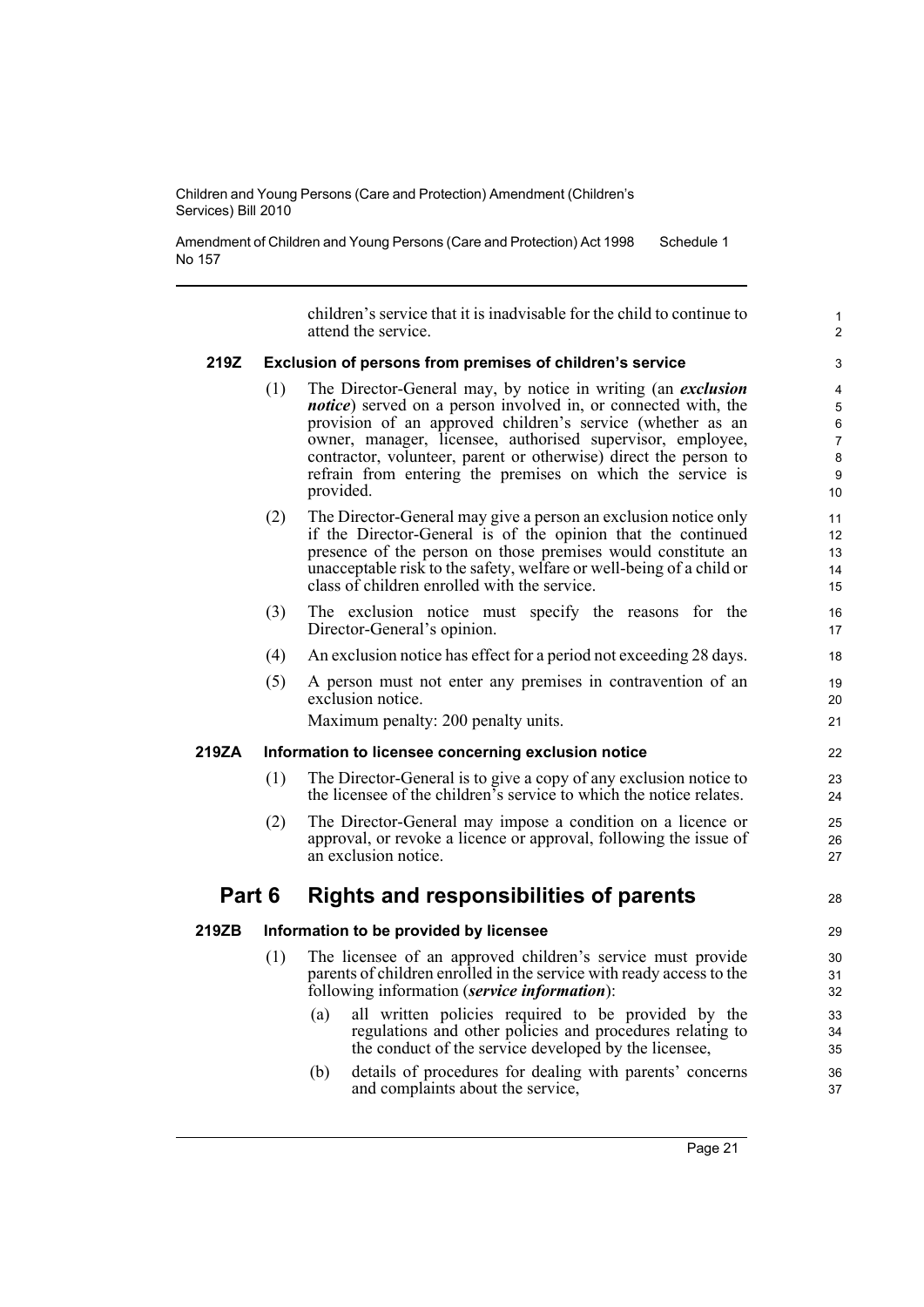children's service that it is inadvisable for the child to continue to attend the service.

#### 219Z Exclusion of persons from premises of children's service

(1) The Director-General may, by notice in writing (an ***exclusion notice***) served on a person involved in, or connected with, the provision of an approved children's service (whether as an owner, manager, licensee, authorised supervisor, employee, contractor, volunteer, parent or otherwise) direct the person to refrain from entering the premises on which the service is provided.

(2) The Director-General may give a person an exclusion notice only if the Director-General is of the opinion that the continued presence of the person on those premises would constitute an unacceptable risk to the safety, welfare or well-being of a child or class of children enrolled with the service.

(3) The exclusion notice must specify the reasons for the Director-General's opinion.

(4) An exclusion notice has effect for a period not exceeding 28 days.

(5) A person must not enter any premises in contravention of an exclusion notice.

Maximum penalty: 200 penalty units.

#### 219ZA Information to licensee concerning exclusion notice

(1) The Director-General is to give a copy of any exclusion notice to the licensee of the children's service to which the notice relates.

(2) The Director-General may impose a condition on a licence or approval, or revoke a licence or approval, following the issue of an exclusion notice.

## Part 6 Rights and responsibilities of parents

#### 219ZB Information to be provided by licensee

(1) The licensee of an approved children's service must provide parents of children enrolled in the service with ready access to the following information (***service information***):

(a) all written policies required to be provided by the regulations and other policies and procedures relating to the conduct of the service developed by the licensee,

(b) details of procedures for dealing with parents' concerns and complaints about the service,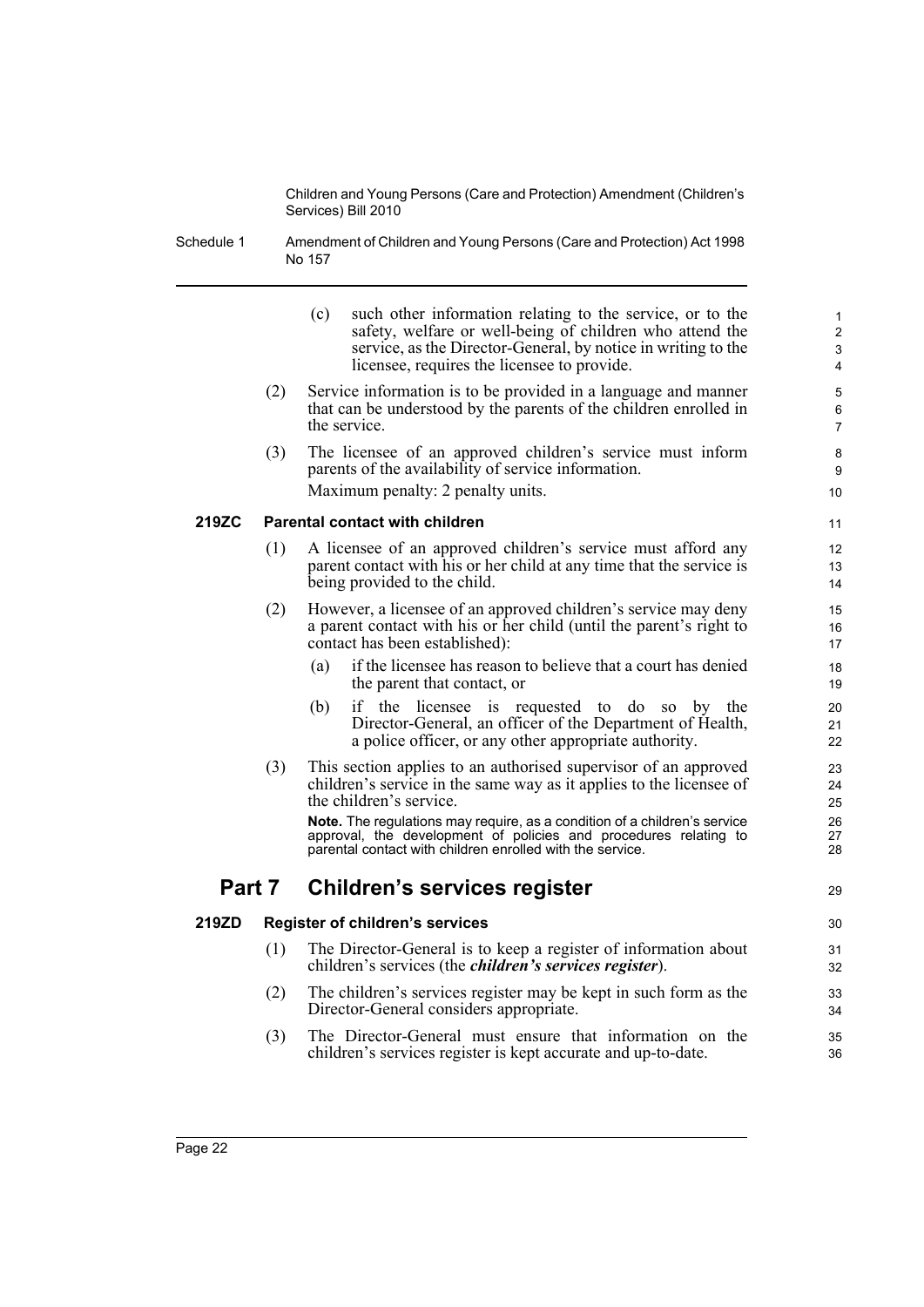(c) such other information relating to the service, or to the safety, welfare or well-being of children who attend the service, as the Director-General, by notice in writing to the licensee, requires the licensee to provide.

(2) Service information is to be provided in a language and manner that can be understood by the parents of the children enrolled in the service.

(3) The licensee of an approved children's service must inform parents of the availability of service information.

Maximum penalty: 2 penalty units.

### 219ZC Parental contact with children

(1) A licensee of an approved children's service must afford any parent contact with his or her child at any time that the service is being provided to the child.

(2) However, a licensee of an approved children's service may deny a parent contact with his or her child (until the parent's right to contact has been established):

(a) if the licensee has reason to believe that a court has denied the parent that contact, or

(b) if the licensee is requested to do so by the Director-General, an officer of the Department of Health, a police officer, or any other appropriate authority.

(3) This section applies to an authorised supervisor of an approved children's service in the same way as it applies to the licensee of the children's service.

**Note.** The regulations may require, as a condition of a children's service approval, the development of policies and procedures relating to parental contact with children enrolled with the service.

## Part 7 Children's services register

### 219ZD Register of children's services

(1) The Director-General is to keep a register of information about children's services (the ***children's services register***).

(2) The children's services register may be kept in such form as the Director-General considers appropriate.

(3) The Director-General must ensure that information on the children's services register is kept accurate and up-to-date.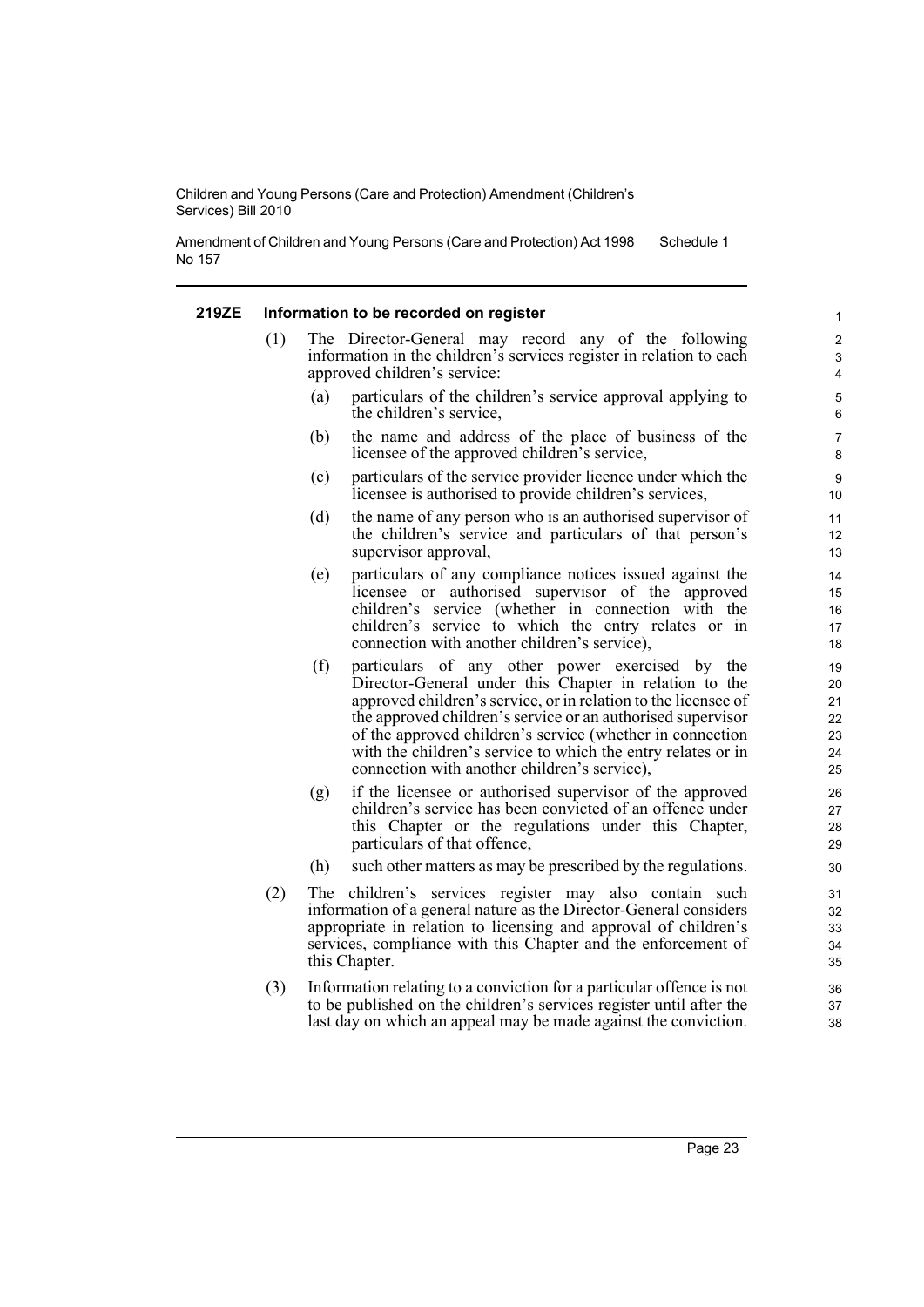#### 219ZE Information to be recorded on register

(1) The Director-General may record any of the following information in the children's services register in relation to each approved children's service:

(a) particulars of the children's service approval applying to the children's service,

(b) the name and address of the place of business of the licensee of the approved children's service,

(c) particulars of the service provider licence under which the licensee is authorised to provide children's services,

(d) the name of any person who is an authorised supervisor of the children's service and particulars of that person's supervisor approval,

(e) particulars of any compliance notices issued against the licensee or authorised supervisor of the approved children's service (whether in connection with the children's service to which the entry relates or in connection with another children's service),

(f) particulars of any other power exercised by the Director-General under this Chapter in relation to the approved children's service, or in relation to the licensee of the approved children's service or an authorised supervisor of the approved children's service (whether in connection with the children's service to which the entry relates or in connection with another children's service),

(g) if the licensee or authorised supervisor of the approved children's service has been convicted of an offence under this Chapter or the regulations under this Chapter, particulars of that offence,

(h) such other matters as may be prescribed by the regulations.

(2) The children's services register may also contain such information of a general nature as the Director-General considers appropriate in relation to licensing and approval of children's services, compliance with this Chapter and the enforcement of this Chapter.

(3) Information relating to a conviction for a particular offence is not to be published on the children's services register until after the last day on which an appeal may be made against the conviction.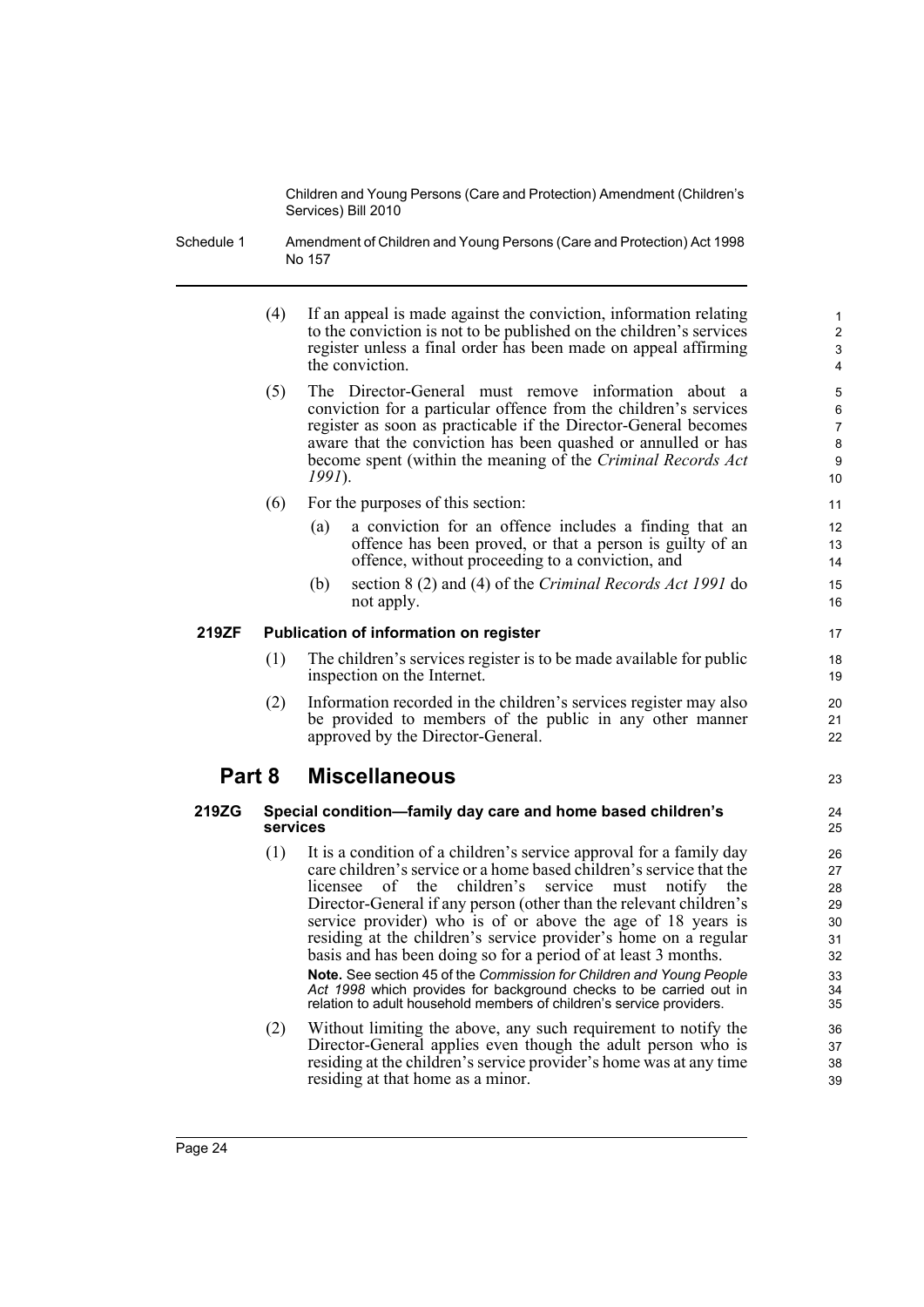(4) If an appeal is made against the conviction, information relating to the conviction is not to be published on the children's services register unless a final order has been made on appeal affirming the conviction.

(5) The Director-General must remove information about a conviction for a particular offence from the children's services register as soon as practicable if the Director-General becomes aware that the conviction has been quashed or annulled or has become spent (within the meaning of the *Criminal Records Act 1991*).

(6) For the purposes of this section:

(a) a conviction for an offence includes a finding that an offence has been proved, or that a person is guilty of an offence, without proceeding to a conviction, and

(b) section 8 (2) and (4) of the *Criminal Records Act 1991* do not apply.

#### 219ZF Publication of information on register

(1) The children's services register is to be made available for public inspection on the Internet.

(2) Information recorded in the children's services register may also be provided to members of the public in any other manner approved by the Director-General.

## Part 8 Miscellaneous

#### 219ZG Special condition—family day care and home based children's services

(1) It is a condition of a children's service approval for a family day care children's service or a home based children's service that the licensee of the children's service must notify the Director-General if any person (other than the relevant children's service provider) who is of or above the age of 18 years is residing at the children's service provider's home on a regular basis and has been doing so for a period of at least 3 months.

**Note.** See section 45 of the *Commission for Children and Young People Act 1998* which provides for background checks to be carried out in relation to adult household members of children's service providers.

(2) Without limiting the above, any such requirement to notify the Director-General applies even though the adult person who is residing at the children's service provider's home was at any time residing at that home as a minor.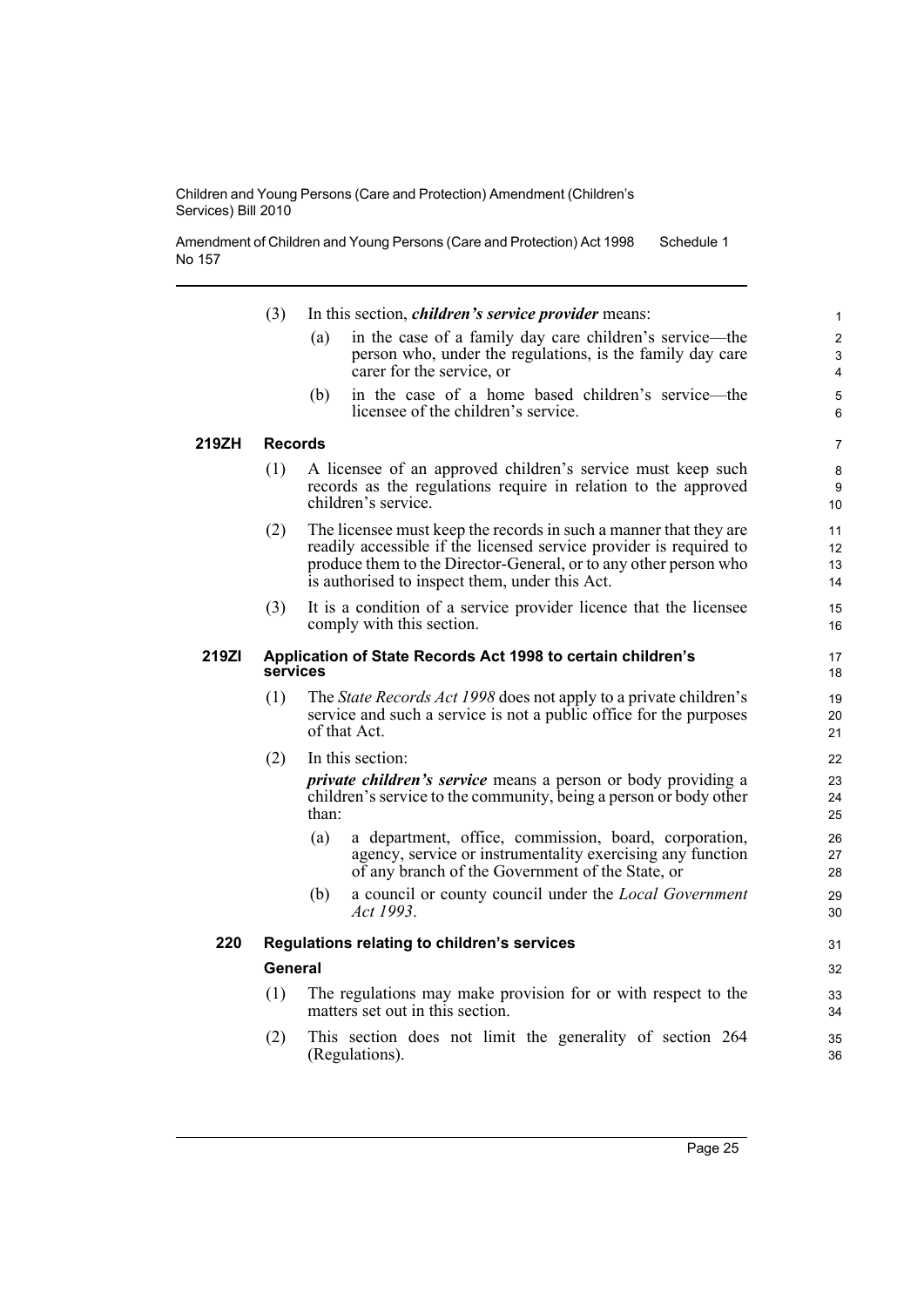(3) In this section, ***children's service provider*** means:

(a) in the case of a family day care children's service—the person who, under the regulations, is the family day care carer for the service, or

(b) in the case of a home based children's service—the licensee of the children's service.

**219ZH Records**

(1) A licensee of an approved children's service must keep such records as the regulations require in relation to the approved children's service.

(2) The licensee must keep the records in such a manner that they are readily accessible if the licensed service provider is required to produce them to the Director-General, or to any other person who is authorised to inspect them, under this Act.

(3) It is a condition of a service provider licence that the licensee comply with this section.

**219ZI Application of State Records Act 1998 to certain children's services**

(1) The *State Records Act 1998* does not apply to a private children's service and such a service is not a public office for the purposes of that Act.

(2) In this section:

***private children's service*** means a person or body providing a children's service to the community, being a person or body other than:

(a) a department, office, commission, board, corporation, agency, service or instrumentality exercising any function of any branch of the Government of the State, or

(b) a council or county council under the *Local Government Act 1993*.

**220 Regulations relating to children's services**

**General**

(1) The regulations may make provision for or with respect to the matters set out in this section.

(2) This section does not limit the generality of section 264 (Regulations).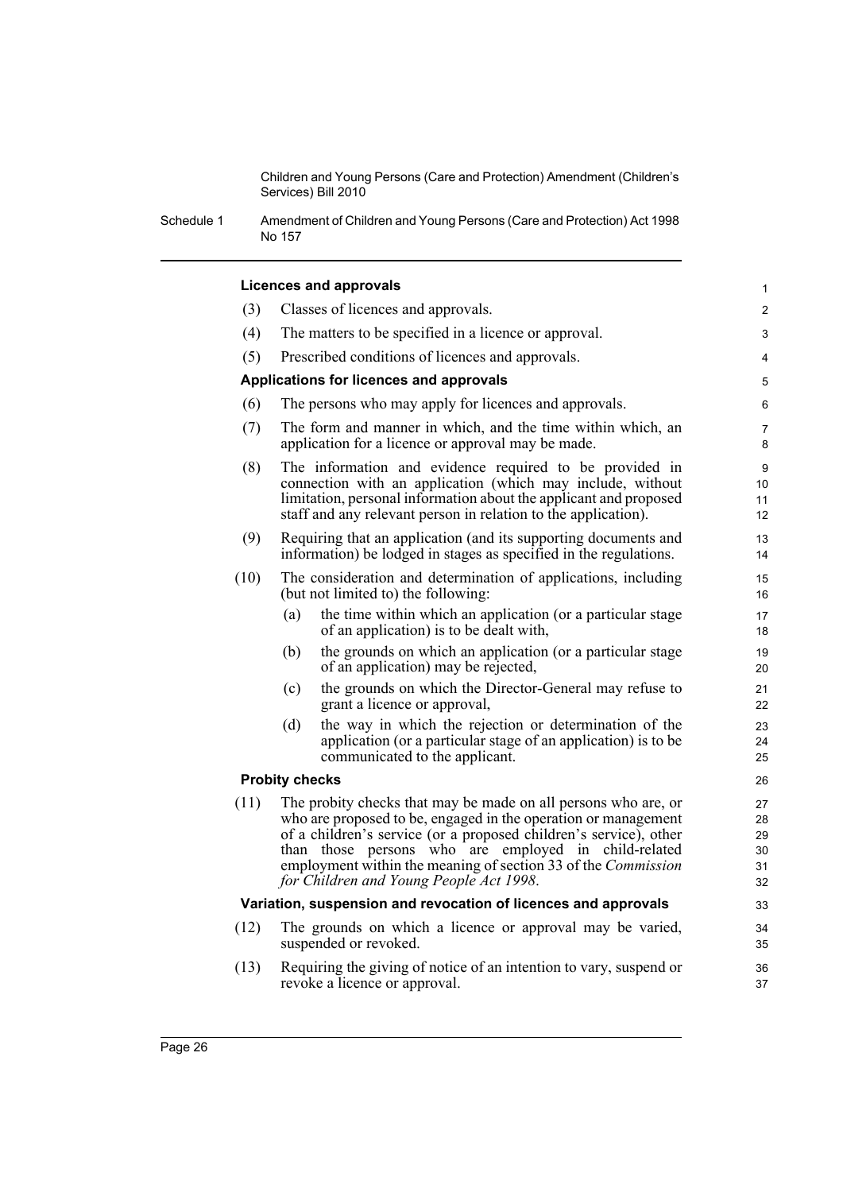#### Licences and approvals

(3) Classes of licences and approvals.

(4) The matters to be specified in a licence or approval.

(5) Prescribed conditions of licences and approvals.

#### Applications for licences and approvals

(6) The persons who may apply for licences and approvals.

(7) The form and manner in which, and the time within which, an application for a licence or approval may be made.

(8) The information and evidence required to be provided in connection with an application (which may include, without limitation, personal information about the applicant and proposed staff and any relevant person in relation to the application).

(9) Requiring that an application (and its supporting documents and information) be lodged in stages as specified in the regulations.

(10) The consideration and determination of applications, including (but not limited to) the following:

- (a) the time within which an application (or a particular stage of an application) is to be dealt with,
- (b) the grounds on which an application (or a particular stage of an application) may be rejected,
- (c) the grounds on which the Director-General may refuse to grant a licence or approval,
- (d) the way in which the rejection or determination of the application (or a particular stage of an application) is to be communicated to the applicant.

#### Probity checks

(11) The probity checks that may be made on all persons who are, or who are proposed to be, engaged in the operation or management of a children's service (or a proposed children's service), other than those persons who are employed in child-related employment within the meaning of section 33 of the *Commission for Children and Young People Act 1998*.

#### Variation, suspension and revocation of licences and approvals

(12) The grounds on which a licence or approval may be varied, suspended or revoked.

(13) Requiring the giving of notice of an intention to vary, suspend or revoke a licence or approval.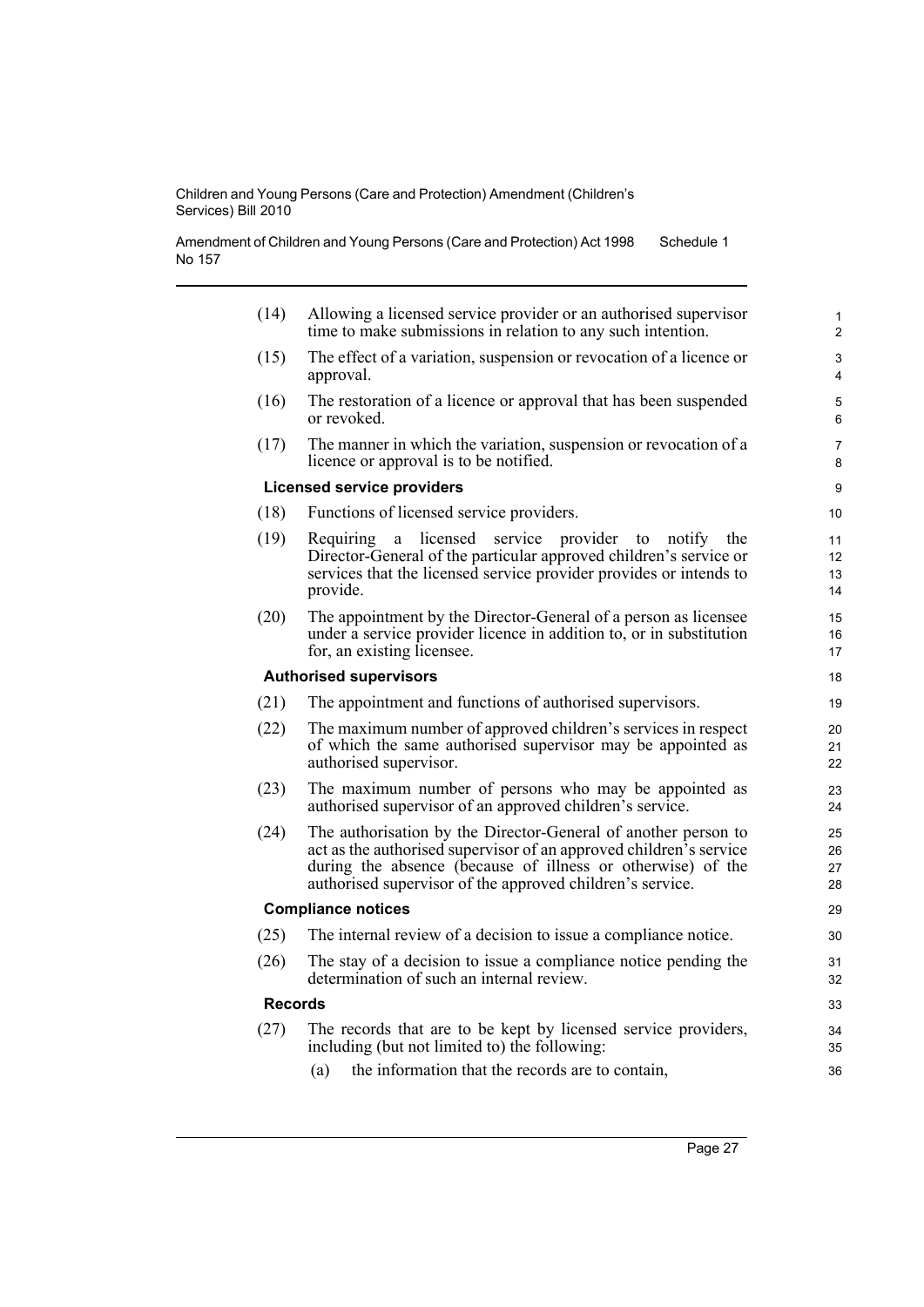(14) Allowing a licensed service provider or an authorised supervisor time to make submissions in relation to any such intention.

(15) The effect of a variation, suspension or revocation of a licence or approval.

(16) The restoration of a licence or approval that has been suspended or revoked.

(17) The manner in which the variation, suspension or revocation of a licence or approval is to be notified.

**Licensed service providers**

(18) Functions of licensed service providers.

(19) Requiring a licensed service provider to notify the Director-General of the particular approved children's service or services that the licensed service provider provides or intends to provide.

(20) The appointment by the Director-General of a person as licensee under a service provider licence in addition to, or in substitution for, an existing licensee.

**Authorised supervisors**

(21) The appointment and functions of authorised supervisors.

(22) The maximum number of approved children's services in respect of which the same authorised supervisor may be appointed as authorised supervisor.

(23) The maximum number of persons who may be appointed as authorised supervisor of an approved children's service.

(24) The authorisation by the Director-General of another person to act as the authorised supervisor of an approved children's service during the absence (because of illness or otherwise) of the authorised supervisor of the approved children's service.

**Compliance notices**

(25) The internal review of a decision to issue a compliance notice.

(26) The stay of a decision to issue a compliance notice pending the determination of such an internal review.

**Records**

(27) The records that are to be kept by licensed service providers, including (but not limited to) the following:

(a) the information that the records are to contain,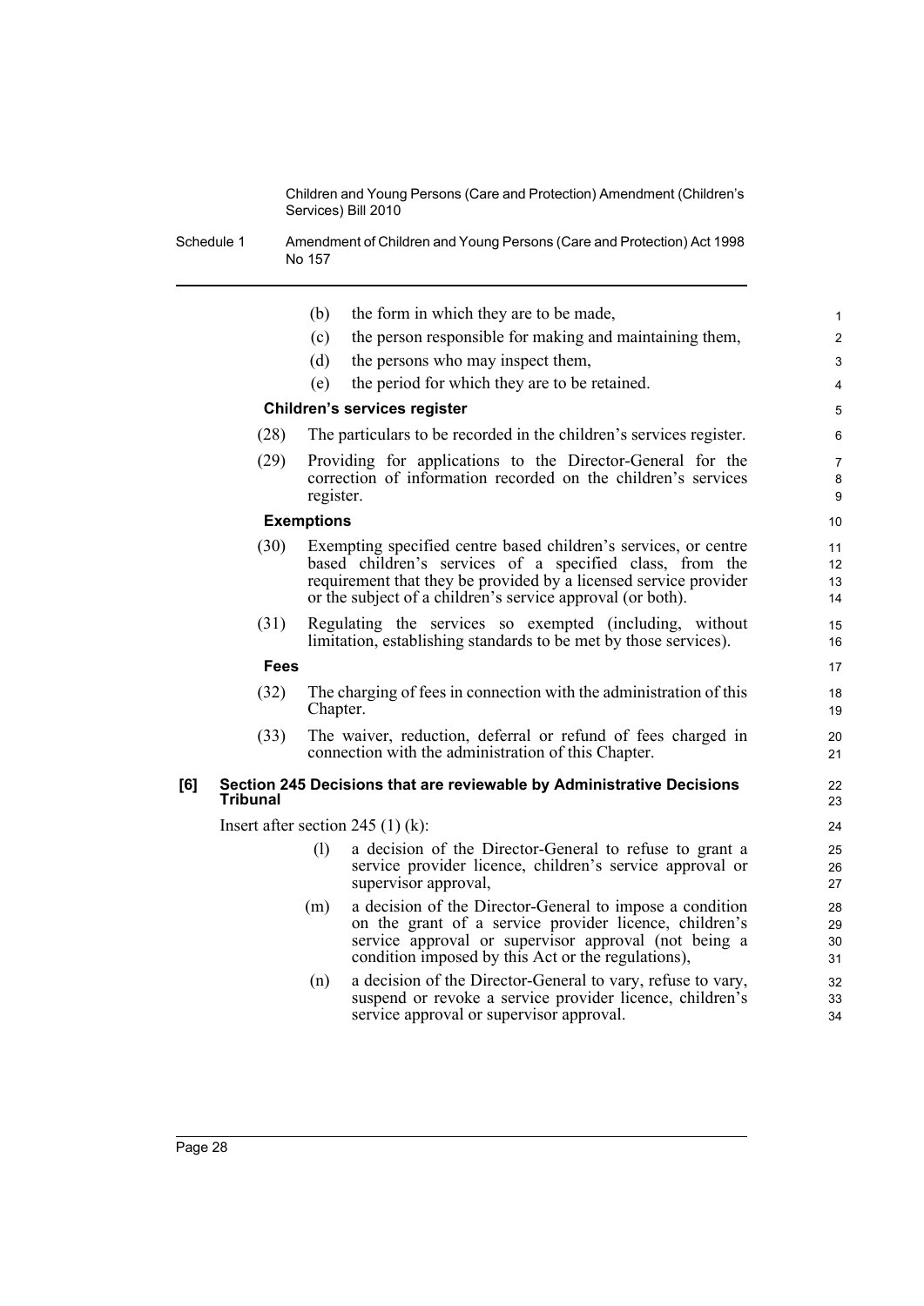(b) the form in which they are to be made,

(c) the person responsible for making and maintaining them,

(d) the persons who may inspect them,

(e) the period for which they are to be retained.

**Children's services register**

(28) The particulars to be recorded in the children's services register.

(29) Providing for applications to the Director-General for the correction of information recorded on the children's services register.

**Exemptions**

(30) Exempting specified centre based children's services, or centre based children's services of a specified class, from the requirement that they be provided by a licensed service provider or the subject of a children's service approval (or both).

(31) Regulating the services so exempted (including, without limitation, establishing standards to be met by those services).

**Fees**

(32) The charging of fees in connection with the administration of this Chapter.

(33) The waiver, reduction, deferral or refund of fees charged in connection with the administration of this Chapter.

### [6] Section 245 Decisions that are reviewable by Administrative Decisions Tribunal

Insert after section 245 (1) (k):

(l) a decision of the Director-General to refuse to grant a service provider licence, children's service approval or supervisor approval,

(m) a decision of the Director-General to impose a condition on the grant of a service provider licence, children's service approval or supervisor approval (not being a condition imposed by this Act or the regulations),

(n) a decision of the Director-General to vary, refuse to vary, suspend or revoke a service provider licence, children's service approval or supervisor approval.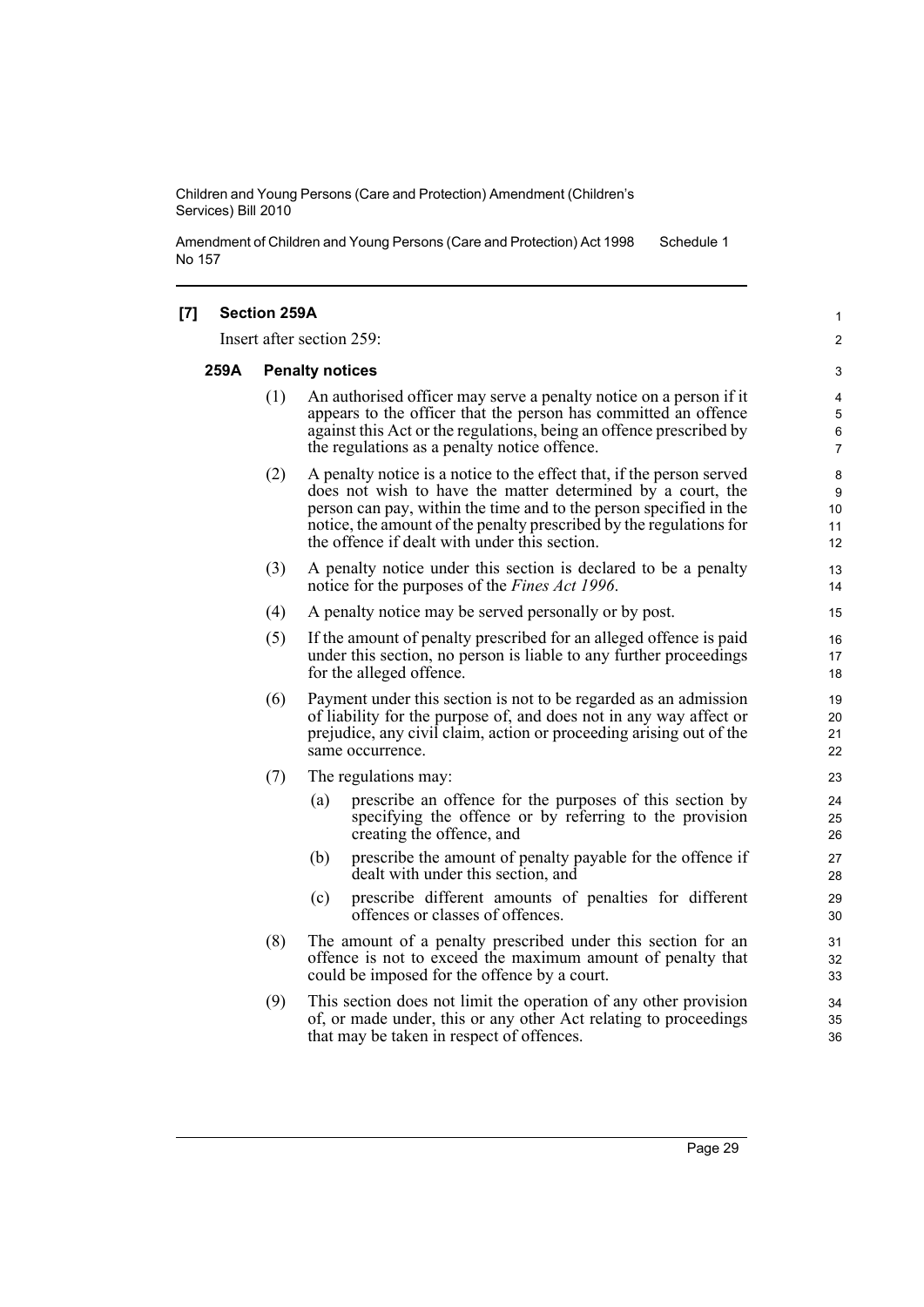**[7] Section 259A**

Insert after section 259:

**259A Penalty notices**

(1) An authorised officer may serve a penalty notice on a person if it appears to the officer that the person has committed an offence against this Act or the regulations, being an offence prescribed by the regulations as a penalty notice offence.

(2) A penalty notice is a notice to the effect that, if the person served does not wish to have the matter determined by a court, the person can pay, within the time and to the person specified in the notice, the amount of the penalty prescribed by the regulations for the offence if dealt with under this section.

(3) A penalty notice under this section is declared to be a penalty notice for the purposes of the *Fines Act 1996*.

(4) A penalty notice may be served personally or by post.

(5) If the amount of penalty prescribed for an alleged offence is paid under this section, no person is liable to any further proceedings for the alleged offence.

(6) Payment under this section is not to be regarded as an admission of liability for the purpose of, and does not in any way affect or prejudice, any civil claim, action or proceeding arising out of the same occurrence.

(7) The regulations may:

(a) prescribe an offence for the purposes of this section by specifying the offence or by referring to the provision creating the offence, and

(b) prescribe the amount of penalty payable for the offence if dealt with under this section, and

(c) prescribe different amounts of penalties for different offences or classes of offences.

(8) The amount of a penalty prescribed under this section for an offence is not to exceed the maximum amount of penalty that could be imposed for the offence by a court.

(9) This section does not limit the operation of any other provision of, or made under, this or any other Act relating to proceedings that may be taken in respect of offences.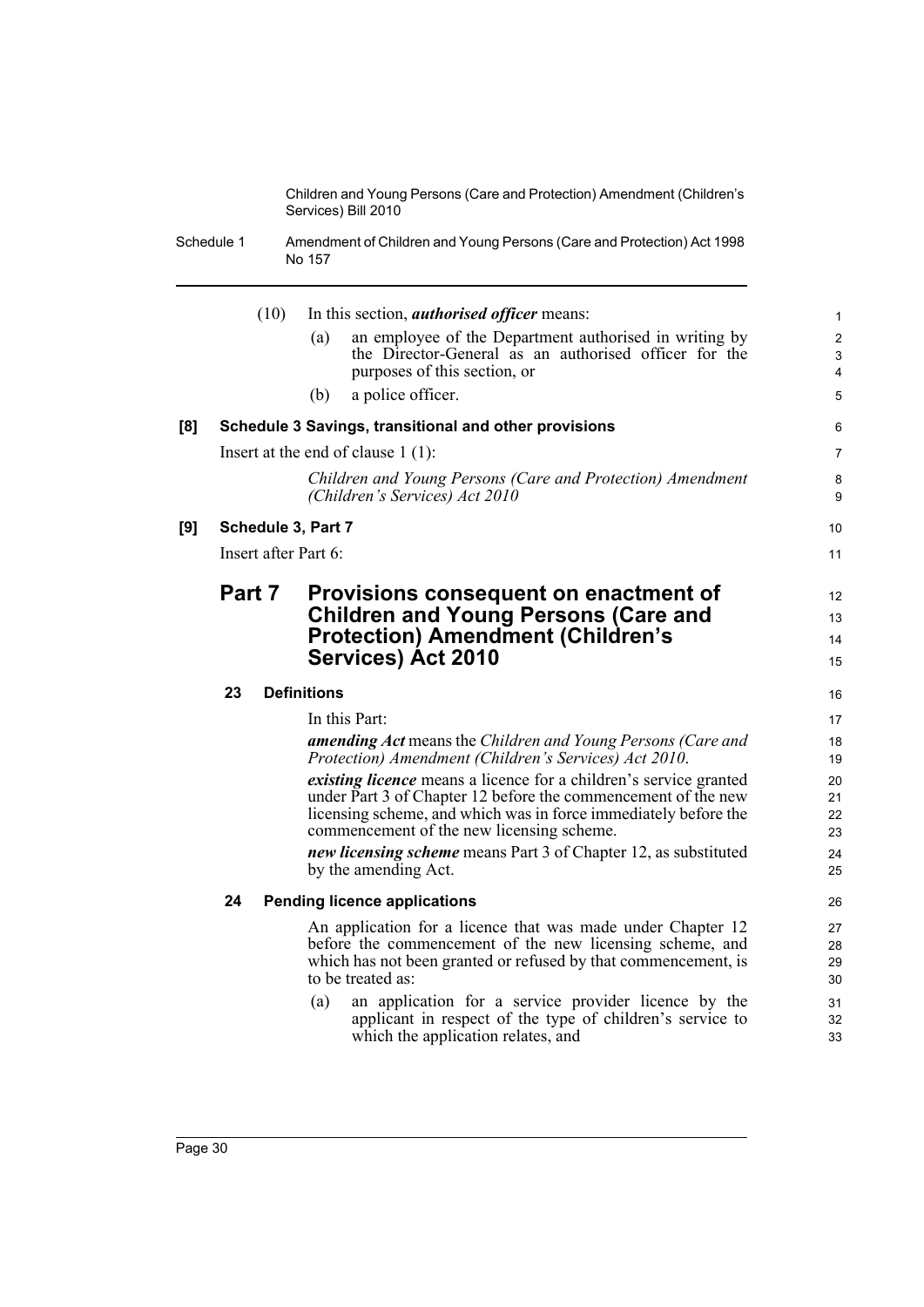(10) In this section, ***authorised officer*** means:

(a) an employee of the Department authorised in writing by the Director-General as an authorised officer for the purposes of this section, or

(b) a police officer.

**[8] Schedule 3 Savings, transitional and other provisions**

Insert at the end of clause 1 (1):

*Children and Young Persons (Care and Protection) Amendment (Children's Services) Act 2010*

**[9] Schedule 3, Part 7**

Insert after Part 6:

## Part 7 Provisions consequent on enactment of Children and Young Persons (Care and Protection) Amendment (Children's Services) Act 2010

### 23 Definitions

In this Part:

***amending Act*** means the *Children and Young Persons (Care and Protection) Amendment (Children's Services) Act 2010*.

***existing licence*** means a licence for a children's service granted under Part 3 of Chapter 12 before the commencement of the new licensing scheme, and which was in force immediately before the commencement of the new licensing scheme.

***new licensing scheme*** means Part 3 of Chapter 12, as substituted by the amending Act.

### 24 Pending licence applications

An application for a licence that was made under Chapter 12 before the commencement of the new licensing scheme, and which has not been granted or refused by that commencement, is to be treated as:

(a) an application for a service provider licence by the applicant in respect of the type of children's service to which the application relates, and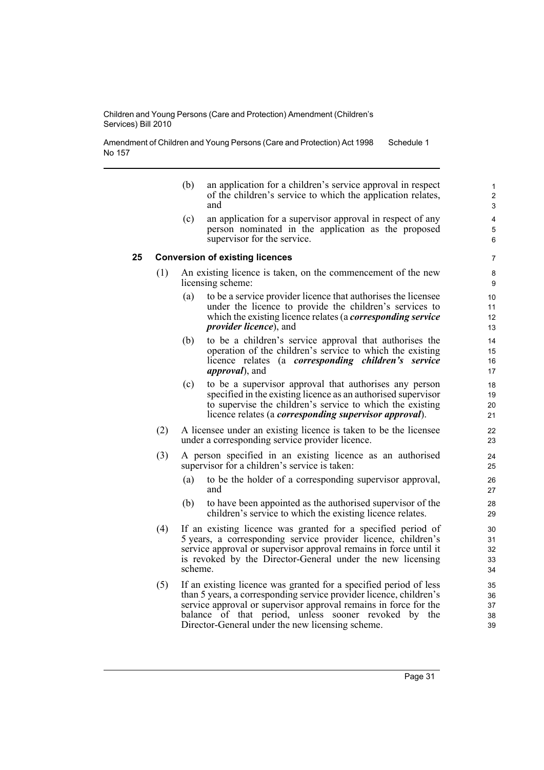(b) an application for a children's service approval in respect of the children's service to which the application relates, and

(c) an application for a supervisor approval in respect of any person nominated in the application as the proposed supervisor for the service.

### 25 Conversion of existing licences

(1) An existing licence is taken, on the commencement of the new licensing scheme:

(a) to be a service provider licence that authorises the licensee under the licence to provide the children's services to which the existing licence relates (a ***corresponding service provider licence***), and

(b) to be a children's service approval that authorises the operation of the children's service to which the existing licence relates (a ***corresponding children's service approval***), and

(c) to be a supervisor approval that authorises any person specified in the existing licence as an authorised supervisor to supervise the children's service to which the existing licence relates (a ***corresponding supervisor approval***).

(2) A licensee under an existing licence is taken to be the licensee under a corresponding service provider licence.

(3) A person specified in an existing licence as an authorised supervisor for a children's service is taken:

(a) to be the holder of a corresponding supervisor approval, and

(b) to have been appointed as the authorised supervisor of the children's service to which the existing licence relates.

(4) If an existing licence was granted for a specified period of 5 years, a corresponding service provider licence, children's service approval or supervisor approval remains in force until it is revoked by the Director-General under the new licensing scheme.

(5) If an existing licence was granted for a specified period of less than 5 years, a corresponding service provider licence, children's service approval or supervisor approval remains in force for the balance of that period, unless sooner revoked by the Director-General under the new licensing scheme.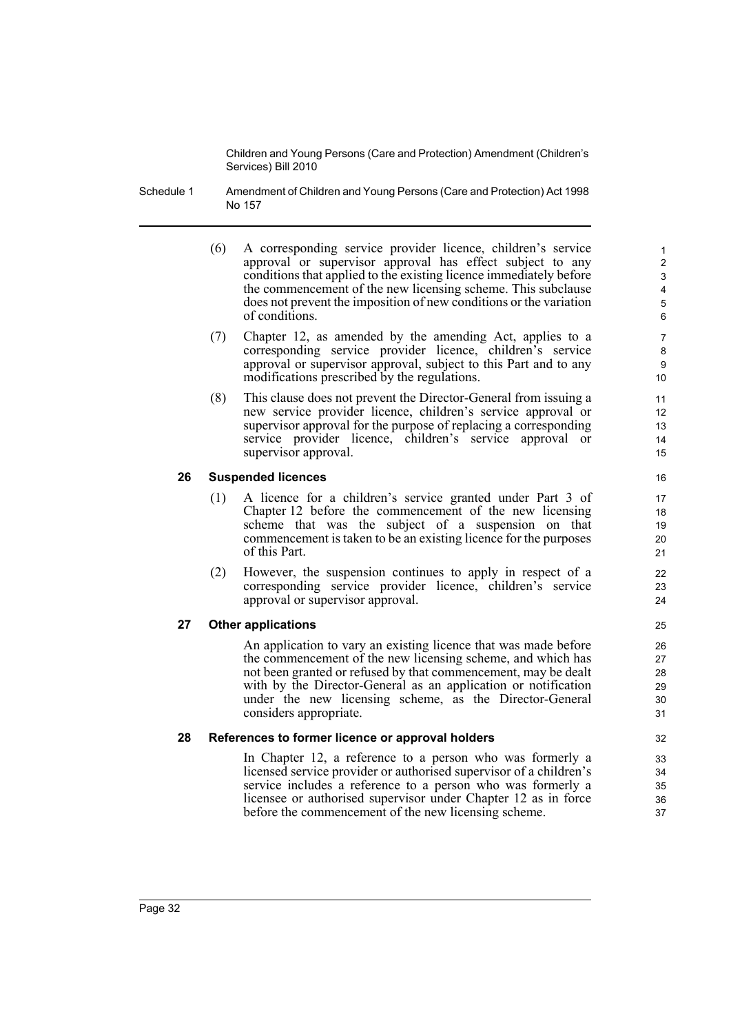(6) A corresponding service provider licence, children's service approval or supervisor approval has effect subject to any conditions that applied to the existing licence immediately before the commencement of the new licensing scheme. This subclause does not prevent the imposition of new conditions or the variation of conditions.

(7) Chapter 12, as amended by the amending Act, applies to a corresponding service provider licence, children's service approval or supervisor approval, subject to this Part and to any modifications prescribed by the regulations.

(8) This clause does not prevent the Director-General from issuing a new service provider licence, children's service approval or supervisor approval for the purpose of replacing a corresponding service provider licence, children's service approval or supervisor approval.

### 26 Suspended licences

(1) A licence for a children's service granted under Part 3 of Chapter 12 before the commencement of the new licensing scheme that was the subject of a suspension on that commencement is taken to be an existing licence for the purposes of this Part.

(2) However, the suspension continues to apply in respect of a corresponding service provider licence, children's service approval or supervisor approval.

### 27 Other applications

An application to vary an existing licence that was made before the commencement of the new licensing scheme, and which has not been granted or refused by that commencement, may be dealt with by the Director-General as an application or notification under the new licensing scheme, as the Director-General considers appropriate.

### 28 References to former licence or approval holders

In Chapter 12, a reference to a person who was formerly a licensed service provider or authorised supervisor of a children's service includes a reference to a person who was formerly a licensee or authorised supervisor under Chapter 12 as in force before the commencement of the new licensing scheme.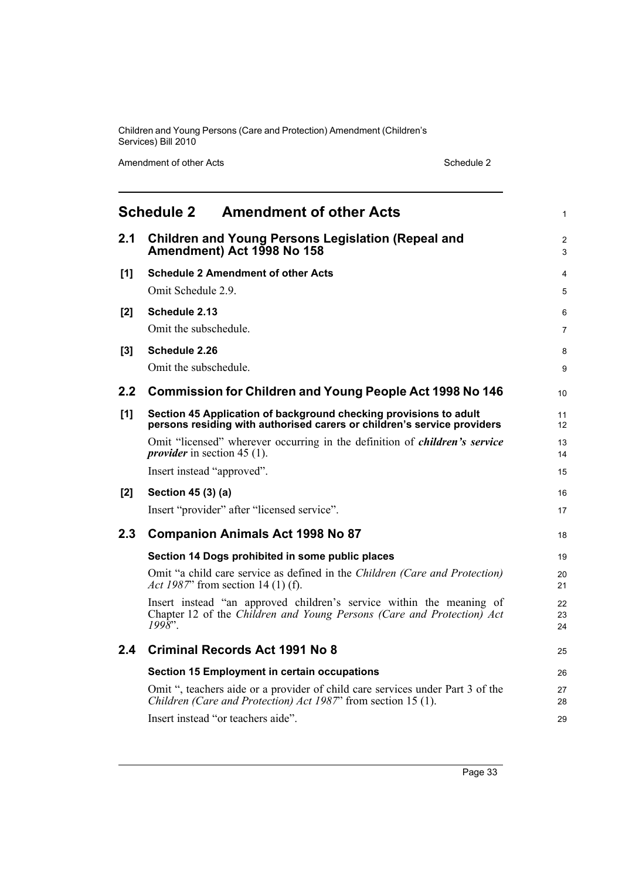# Schedule 2 Amendment of other Acts

## 2.1 Children and Young Persons Legislation (Repeal and Amendment) Act 1998 No 158

**[1] Schedule 2 Amendment of other Acts**

Omit Schedule 2.9.

**[2] Schedule 2.13**

Omit the subschedule.

**[3] Schedule 2.26**

Omit the subschedule.

## 2.2 Commission for Children and Young People Act 1998 No 146

**[1] Section 45 Application of background checking provisions to adult persons residing with authorised carers or children's service providers**

Omit "licensed" wherever occurring in the definition of ***children's service provider*** in section 45 (1).

Insert instead "approved".

**[2] Section 45 (3) (a)**

Insert "provider" after "licensed service".

## 2.3 Companion Animals Act 1998 No 87

**Section 14 Dogs prohibited in some public places**

Omit "a child care service as defined in the *Children (Care and Protection) Act 1987*" from section 14 (1) (f).

Insert instead "an approved children's service within the meaning of Chapter 12 of the *Children and Young Persons (Care and Protection) Act 1998*".

## 2.4 Criminal Records Act 1991 No 8

**Section 15 Employment in certain occupations**

Omit ", teachers aide or a provider of child care services under Part 3 of the *Children (Care and Protection) Act 1987*" from section 15 (1).

Insert instead "or teachers aide".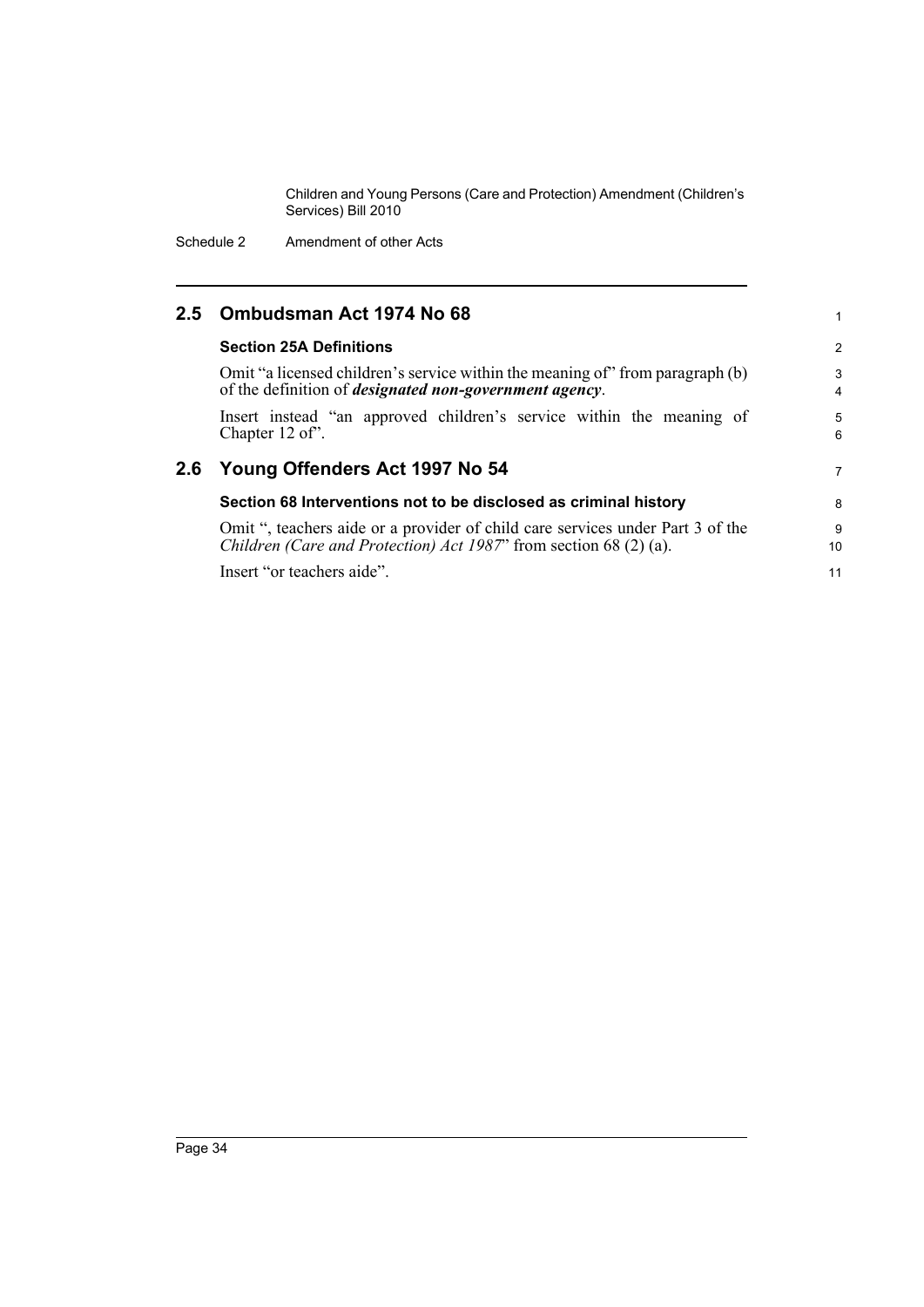## 2.5 Ombudsman Act 1974 No 68

### Section 25A Definitions

Omit "a licensed children's service within the meaning of" from paragraph (b) of the definition of ***designated non-government agency***.

Insert instead "an approved children's service within the meaning of Chapter 12 of".

## 2.6 Young Offenders Act 1997 No 54

### Section 68 Interventions not to be disclosed as criminal history

Omit ", teachers aide or a provider of child care services under Part 3 of the *Children (Care and Protection) Act 1987*" from section 68 (2) (a).

Insert "or teachers aide".